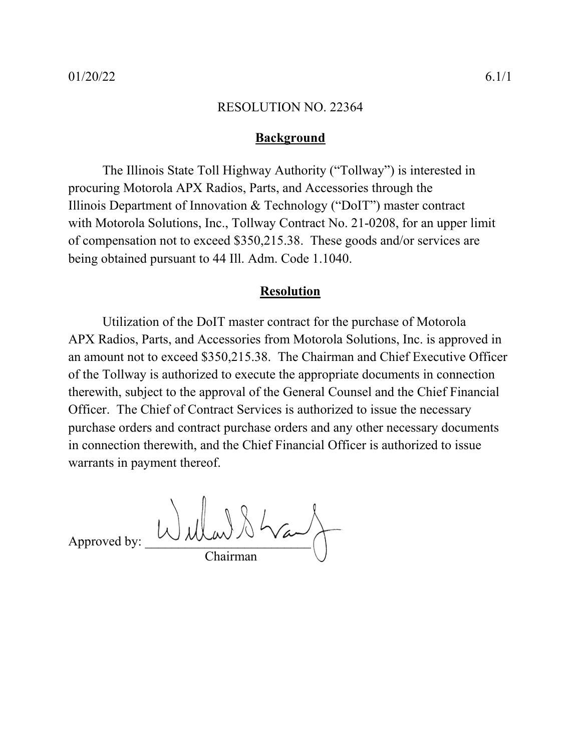01/20/22 6.1/1

RESOLUTION NO. 22364

## Background

The Illinois State Toll Highway Authority ("Tollway") is interested in procuring Motorola APX Radios, Parts, and Accessories through the Illinois Department of Innovation & Technology ("DoIT") master contract with Motorola Solutions, Inc., Tollway Contract No. 21-0208, for an upper limit of compensation not to exceed $350,215.38. These goods and/or services are being obtained pursuant to 44 Ill. Adm. Code 1.1040.

## Resolution

Utilization of the DoIT master contract for the purchase of Motorola APX Radios, Parts, and Accessories from Motorola Solutions, Inc. is approved in an amount not to exceed $350,215.38. The Chairman and Chief Executive Officer of the Tollway is authorized to execute the appropriate documents in connection therewith, subject to the approval of the General Counsel and the Chief Financial Officer. The Chief of Contract Services is authorized to issue the necessary purchase orders and contract purchase orders and any other necessary documents in connection therewith, and the Chief Financial Officer is authorized to issue warrants in payment thereof.

Approved by: ___________________________
Chairman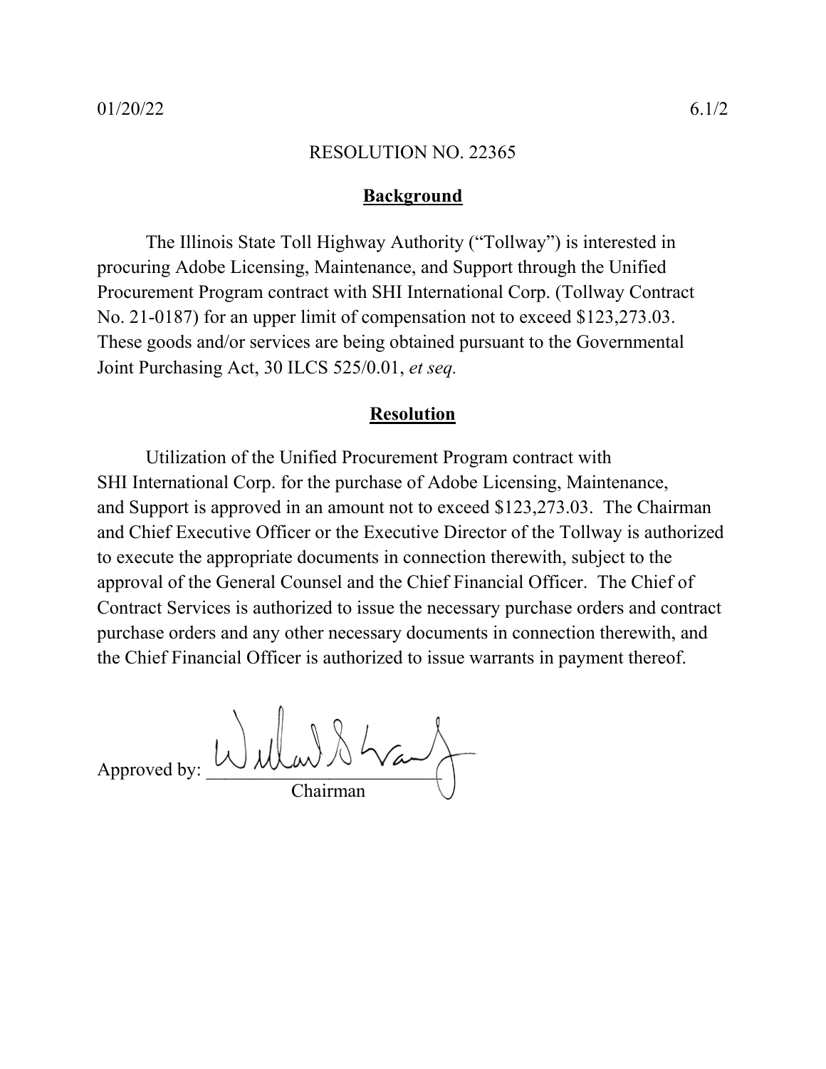01/20/22 6.1/2

RESOLUTION NO. 22365

## Background

The Illinois State Toll Highway Authority ("Tollway") is interested in procuring Adobe Licensing, Maintenance, and Support through the Unified Procurement Program contract with SHI International Corp. (Tollway Contract No. 21-0187) for an upper limit of compensation not to exceed $123,273.03. These goods and/or services are being obtained pursuant to the Governmental Joint Purchasing Act, 30 ILCS 525/0.01, *et seq.*

## Resolution

Utilization of the Unified Procurement Program contract with SHI International Corp. for the purchase of Adobe Licensing, Maintenance, and Support is approved in an amount not to exceed $123,273.03. The Chairman and Chief Executive Officer or the Executive Director of the Tollway is authorized to execute the appropriate documents in connection therewith, subject to the approval of the General Counsel and the Chief Financial Officer. The Chief of Contract Services is authorized to issue the necessary purchase orders and contract purchase orders and any other necessary documents in connection therewith, and the Chief Financial Officer is authorized to issue warrants in payment thereof.

Approved by: ________________________
Chairman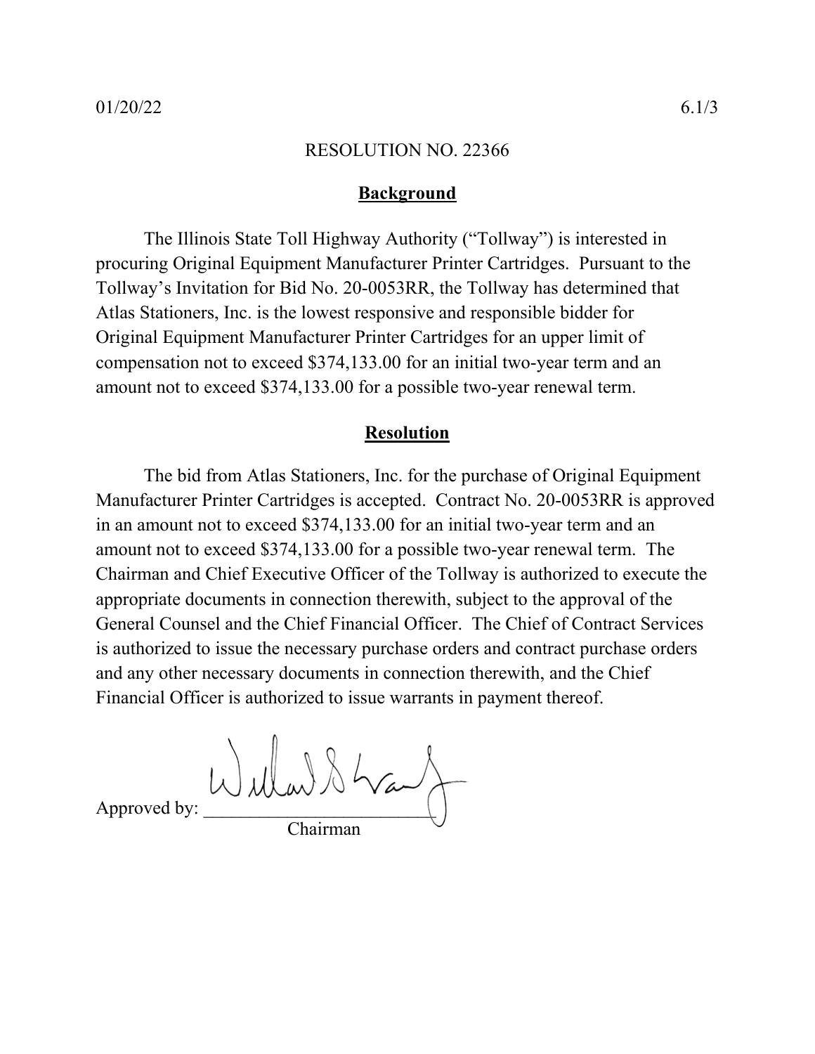01/20/22 6.1/3

RESOLUTION NO. 22366

## Background

The Illinois State Toll Highway Authority ("Tollway") is interested in procuring Original Equipment Manufacturer Printer Cartridges. Pursuant to the Tollway's Invitation for Bid No. 20-0053RR, the Tollway has determined that Atlas Stationers, Inc. is the lowest responsive and responsible bidder for Original Equipment Manufacturer Printer Cartridges for an upper limit of compensation not to exceed $374,133.00 for an initial two-year term and an amount not to exceed $374,133.00 for a possible two-year renewal term.

## Resolution

The bid from Atlas Stationers, Inc. for the purchase of Original Equipment Manufacturer Printer Cartridges is accepted. Contract No. 20-0053RR is approved in an amount not to exceed $374,133.00 for an initial two-year term and an amount not to exceed $374,133.00 for a possible two-year renewal term. The Chairman and Chief Executive Officer of the Tollway is authorized to execute the appropriate documents in connection therewith, subject to the approval of the General Counsel and the Chief Financial Officer. The Chief of Contract Services is authorized to issue the necessary purchase orders and contract purchase orders and any other necessary documents in connection therewith, and the Chief Financial Officer is authorized to issue warrants in payment thereof.

Approved by: ___________________________
Chairman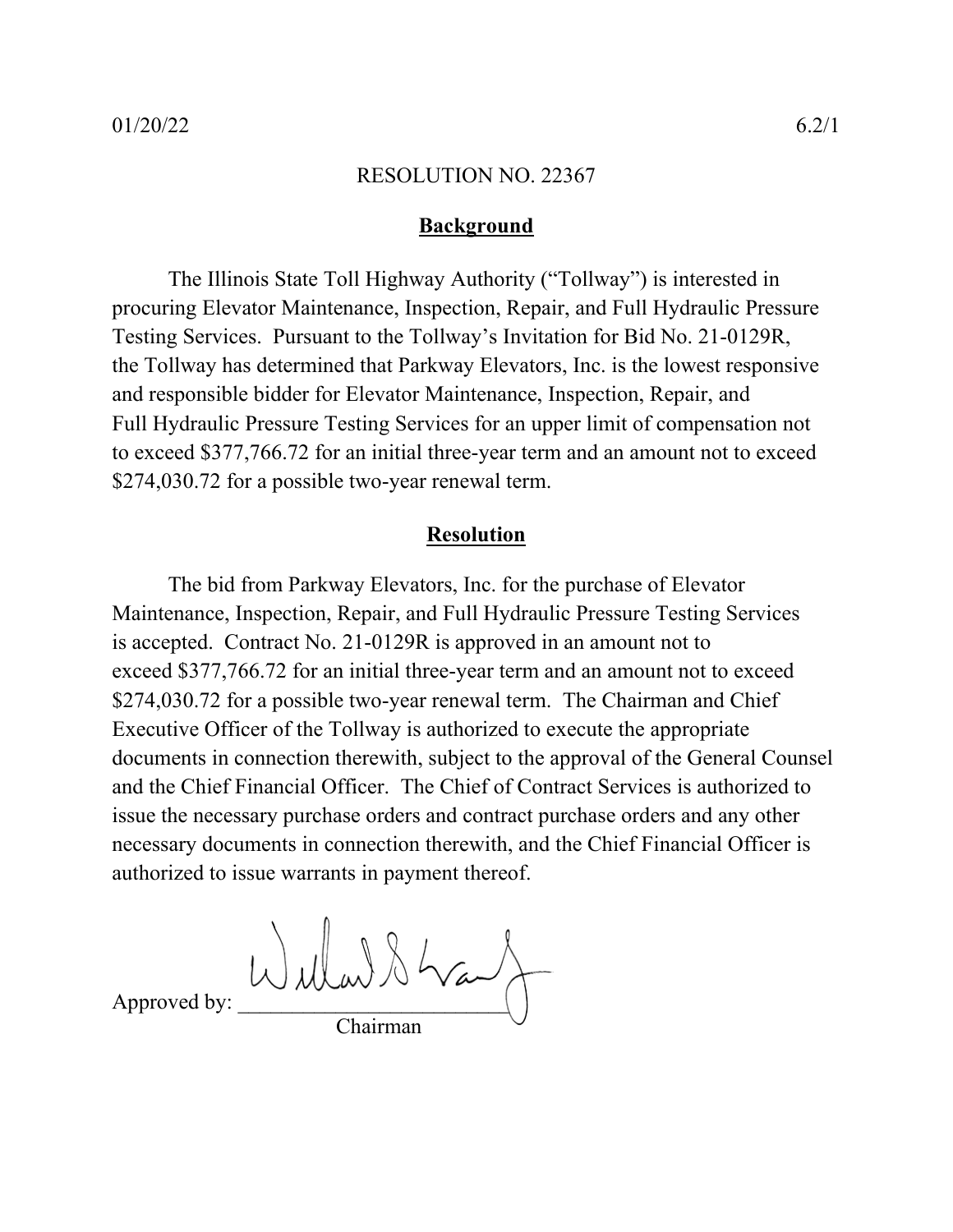01/20/22 6.2/1

RESOLUTION NO. 22367

## Background

The Illinois State Toll Highway Authority ("Tollway") is interested in procuring Elevator Maintenance, Inspection, Repair, and Full Hydraulic Pressure Testing Services. Pursuant to the Tollway's Invitation for Bid No. 21-0129R, the Tollway has determined that Parkway Elevators, Inc. is the lowest responsive and responsible bidder for Elevator Maintenance, Inspection, Repair, and Full Hydraulic Pressure Testing Services for an upper limit of compensation not to exceed $377,766.72 for an initial three-year term and an amount not to exceed $274,030.72 for a possible two-year renewal term.

## Resolution

The bid from Parkway Elevators, Inc. for the purchase of Elevator Maintenance, Inspection, Repair, and Full Hydraulic Pressure Testing Services is accepted. Contract No. 21-0129R is approved in an amount not to exceed $377,766.72 for an initial three-year term and an amount not to exceed $274,030.72 for a possible two-year renewal term. The Chairman and Chief Executive Officer of the Tollway is authorized to execute the appropriate documents in connection therewith, subject to the approval of the General Counsel and the Chief Financial Officer. The Chief of Contract Services is authorized to issue the necessary purchase orders and contract purchase orders and any other necessary documents in connection therewith, and the Chief Financial Officer is authorized to issue warrants in payment thereof.

Approved by: \_\_\_\_\_\_\_\_\_\_\_\_\_\_\_\_\_\_\_\_\_\_\_\_\_\_
Chairman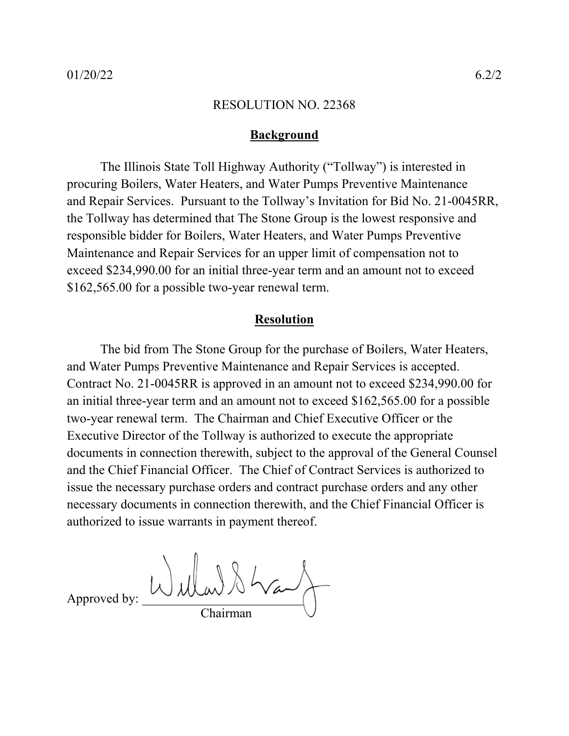01/20/22 6.2/2

RESOLUTION NO. 22368

## Background

The Illinois State Toll Highway Authority ("Tollway") is interested in procuring Boilers, Water Heaters, and Water Pumps Preventive Maintenance and Repair Services. Pursuant to the Tollway's Invitation for Bid No. 21-0045RR, the Tollway has determined that The Stone Group is the lowest responsive and responsible bidder for Boilers, Water Heaters, and Water Pumps Preventive Maintenance and Repair Services for an upper limit of compensation not to exceed $234,990.00 for an initial three-year term and an amount not to exceed $162,565.00 for a possible two-year renewal term.

## Resolution

The bid from The Stone Group for the purchase of Boilers, Water Heaters, and Water Pumps Preventive Maintenance and Repair Services is accepted. Contract No. 21-0045RR is approved in an amount not to exceed $234,990.00 for an initial three-year term and an amount not to exceed $162,565.00 for a possible two-year renewal term. The Chairman and Chief Executive Officer or the Executive Director of the Tollway is authorized to execute the appropriate documents in connection therewith, subject to the approval of the General Counsel and the Chief Financial Officer. The Chief of Contract Services is authorized to issue the necessary purchase orders and contract purchase orders and any other necessary documents in connection therewith, and the Chief Financial Officer is authorized to issue warrants in payment thereof.

Approved by: ________________________
Chairman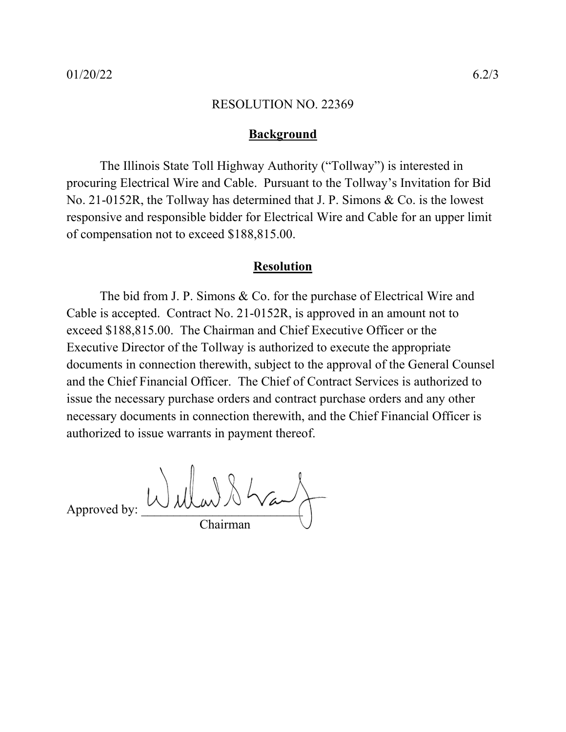01/20/22 6.2/3

RESOLUTION NO. 22369

## Background

The Illinois State Toll Highway Authority ("Tollway") is interested in procuring Electrical Wire and Cable. Pursuant to the Tollway's Invitation for Bid No. 21-0152R, the Tollway has determined that J. P. Simons & Co. is the lowest responsive and responsible bidder for Electrical Wire and Cable for an upper limit of compensation not to exceed $188,815.00.

## Resolution

The bid from J. P. Simons & Co. for the purchase of Electrical Wire and Cable is accepted. Contract No. 21-0152R, is approved in an amount not to exceed $188,815.00. The Chairman and Chief Executive Officer or the Executive Director of the Tollway is authorized to execute the appropriate documents in connection therewith, subject to the approval of the General Counsel and the Chief Financial Officer. The Chief of Contract Services is authorized to issue the necessary purchase orders and contract purchase orders and any other necessary documents in connection therewith, and the Chief Financial Officer is authorized to issue warrants in payment thereof.

Approved by: ___________________________
Chairman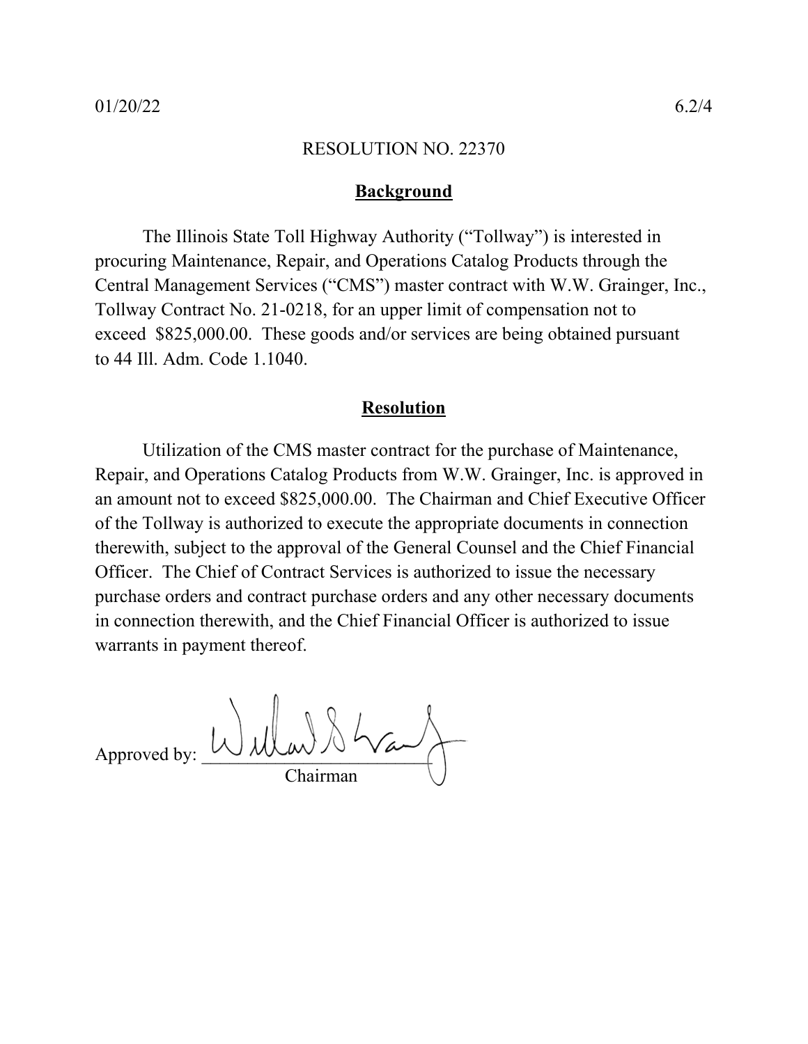01/20/22 6.2/4

RESOLUTION NO. 22370

## Background

The Illinois State Toll Highway Authority ("Tollway") is interested in procuring Maintenance, Repair, and Operations Catalog Products through the Central Management Services ("CMS") master contract with W.W. Grainger, Inc., Tollway Contract No. 21-0218, for an upper limit of compensation not to exceed $825,000.00. These goods and/or services are being obtained pursuant to 44 Ill. Adm. Code 1.1040.

## Resolution

Utilization of the CMS master contract for the purchase of Maintenance, Repair, and Operations Catalog Products from W.W. Grainger, Inc. is approved in an amount not to exceed $825,000.00. The Chairman and Chief Executive Officer of the Tollway is authorized to execute the appropriate documents in connection therewith, subject to the approval of the General Counsel and the Chief Financial Officer. The Chief of Contract Services is authorized to issue the necessary purchase orders and contract purchase orders and any other necessary documents in connection therewith, and the Chief Financial Officer is authorized to issue warrants in payment thereof.

Approved by: ____________________________
Chairman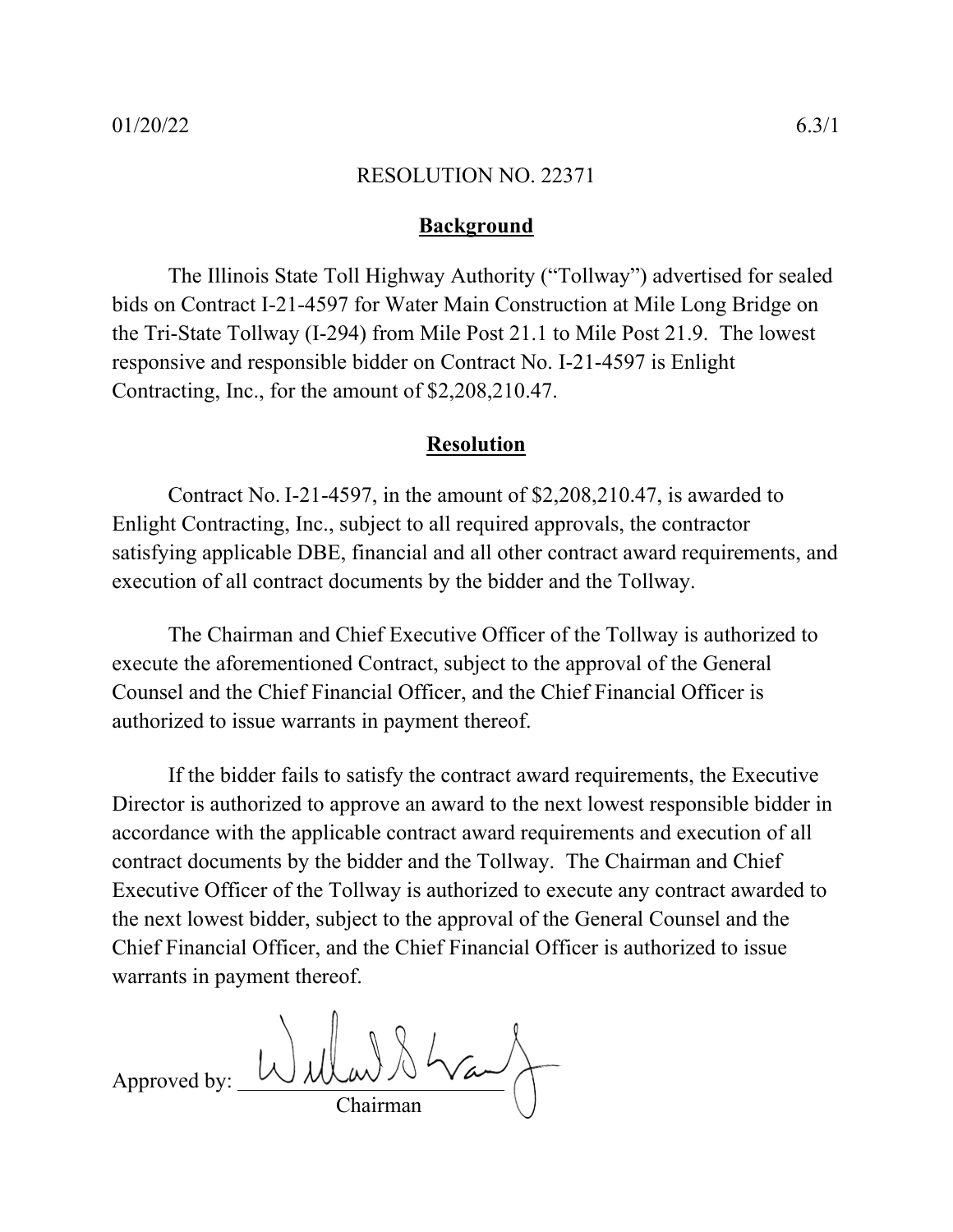01/20/22 6.3/1

RESOLUTION NO. 22371

## Background

The Illinois State Toll Highway Authority ("Tollway") advertised for sealed bids on Contract I-21-4597 for Water Main Construction at Mile Long Bridge on the Tri-State Tollway (I-294) from Mile Post 21.1 to Mile Post 21.9. The lowest responsive and responsible bidder on Contract No. I-21-4597 is Enlight Contracting, Inc., for the amount of $2,208,210.47.

## Resolution

Contract No. I-21-4597, in the amount of $2,208,210.47, is awarded to Enlight Contracting, Inc., subject to all required approvals, the contractor satisfying applicable DBE, financial and all other contract award requirements, and execution of all contract documents by the bidder and the Tollway.

The Chairman and Chief Executive Officer of the Tollway is authorized to execute the aforementioned Contract, subject to the approval of the General Counsel and the Chief Financial Officer, and the Chief Financial Officer is authorized to issue warrants in payment thereof.

If the bidder fails to satisfy the contract award requirements, the Executive Director is authorized to approve an award to the next lowest responsible bidder in accordance with the applicable contract award requirements and execution of all contract documents by the bidder and the Tollway. The Chairman and Chief Executive Officer of the Tollway is authorized to execute any contract awarded to the next lowest bidder, subject to the approval of the General Counsel and the Chief Financial Officer, and the Chief Financial Officer is authorized to issue warrants in payment thereof.

Approved by: ______________________
Chairman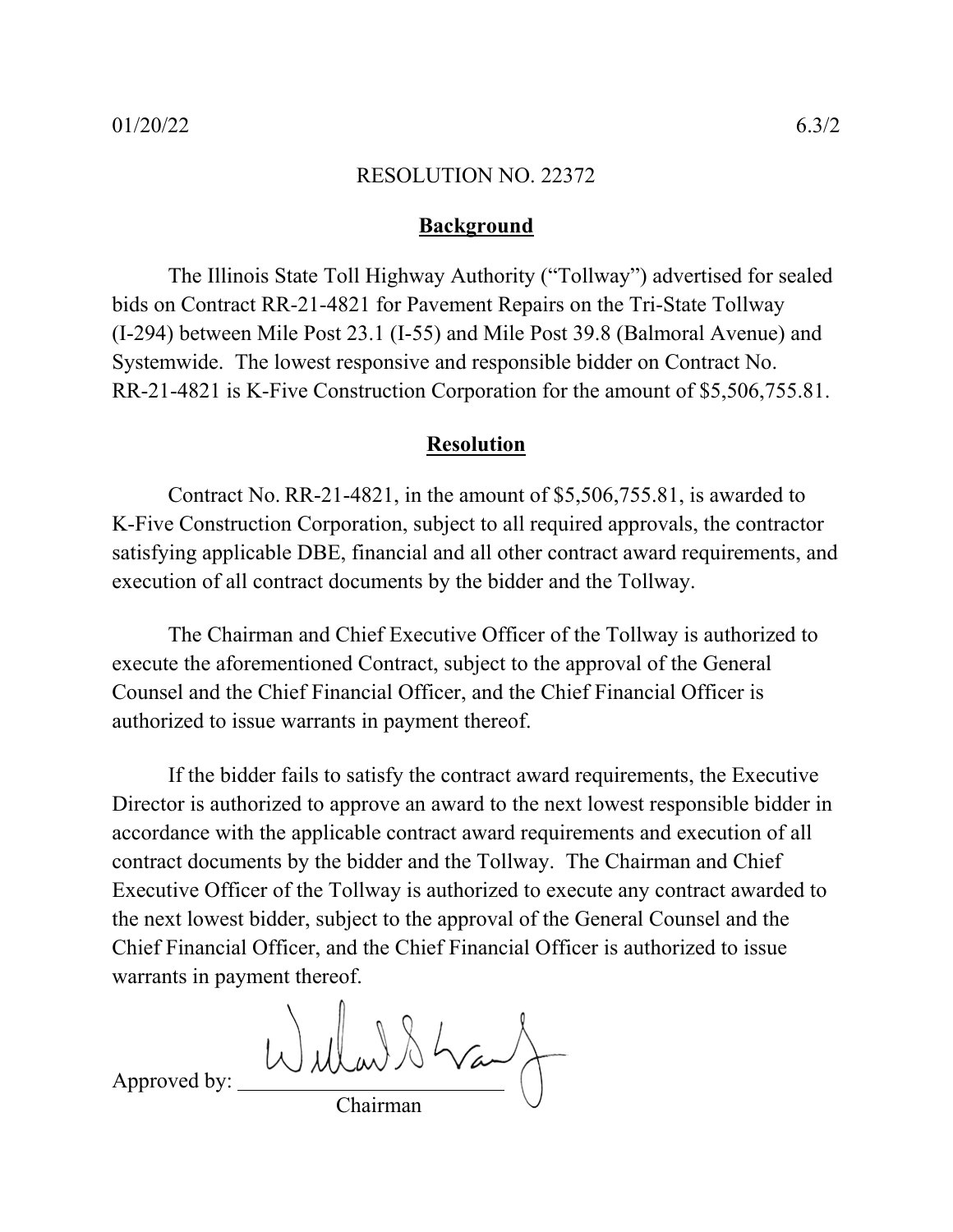01/20/22 6.3/2

RESOLUTION NO. 22372

## Background

The Illinois State Toll Highway Authority ("Tollway") advertised for sealed bids on Contract RR-21-4821 for Pavement Repairs on the Tri-State Tollway (I-294) between Mile Post 23.1 (I-55) and Mile Post 39.8 (Balmoral Avenue) and Systemwide. The lowest responsive and responsible bidder on Contract No. RR-21-4821 is K-Five Construction Corporation for the amount of $5,506,755.81.

## Resolution

Contract No. RR-21-4821, in the amount of $5,506,755.81, is awarded to K-Five Construction Corporation, subject to all required approvals, the contractor satisfying applicable DBE, financial and all other contract award requirements, and execution of all contract documents by the bidder and the Tollway.

The Chairman and Chief Executive Officer of the Tollway is authorized to execute the aforementioned Contract, subject to the approval of the General Counsel and the Chief Financial Officer, and the Chief Financial Officer is authorized to issue warrants in payment thereof.

If the bidder fails to satisfy the contract award requirements, the Executive Director is authorized to approve an award to the next lowest responsible bidder in accordance with the applicable contract award requirements and execution of all contract documents by the bidder and the Tollway. The Chairman and Chief Executive Officer of the Tollway is authorized to execute any contract awarded to the next lowest bidder, subject to the approval of the General Counsel and the Chief Financial Officer, and the Chief Financial Officer is authorized to issue warrants in payment thereof.

Approved by: ________________________
Chairman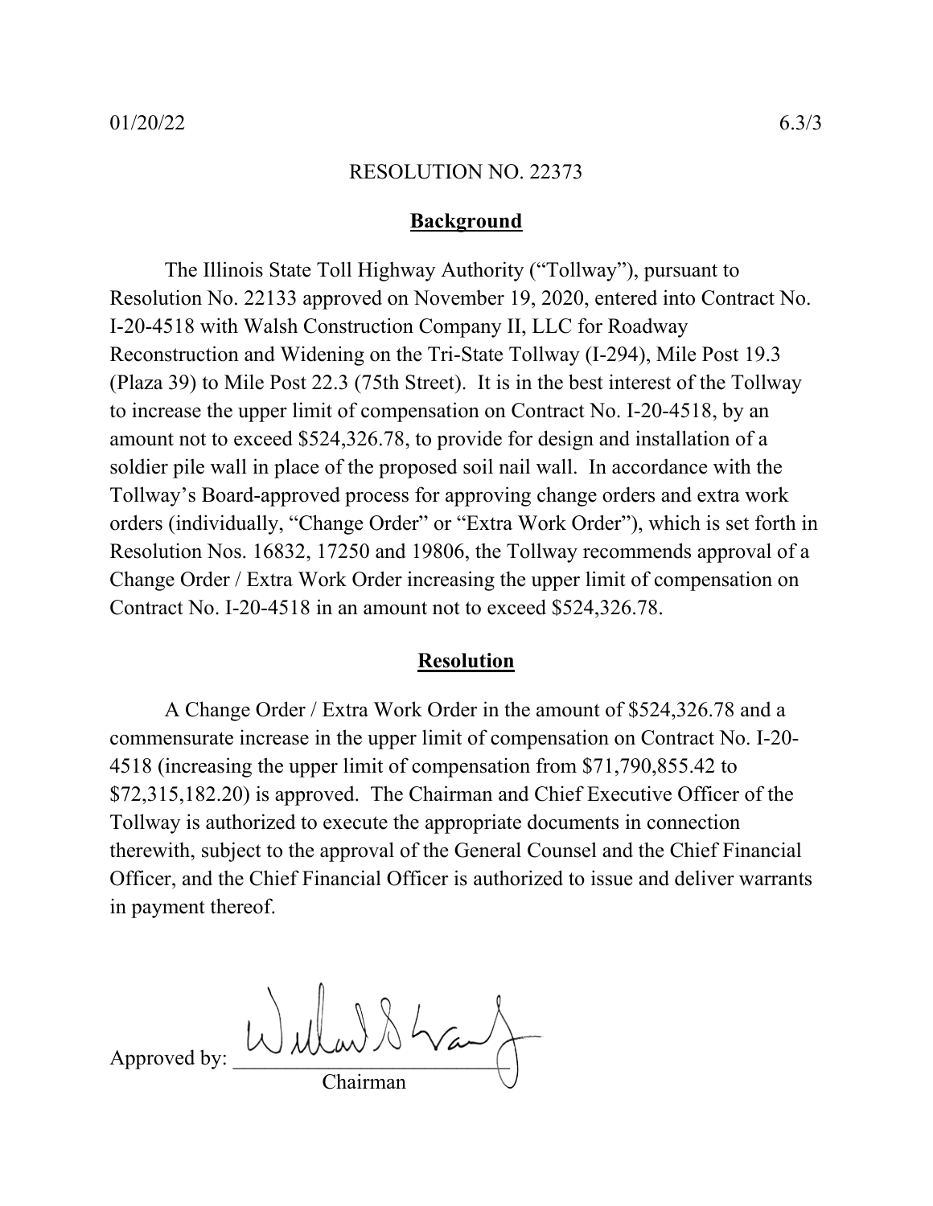01/20/22 6.3/3

# RESOLUTION NO. 22373

## Background

The Illinois State Toll Highway Authority ("Tollway"), pursuant to Resolution No. 22133 approved on November 19, 2020, entered into Contract No. I-20-4518 with Walsh Construction Company II, LLC for Roadway Reconstruction and Widening on the Tri-State Tollway (I-294), Mile Post 19.3 (Plaza 39) to Mile Post 22.3 (75th Street). It is in the best interest of the Tollway to increase the upper limit of compensation on Contract No. I-20-4518, by an amount not to exceed $524,326.78, to provide for design and installation of a soldier pile wall in place of the proposed soil nail wall. In accordance with the Tollway's Board-approved process for approving change orders and extra work orders (individually, "Change Order" or "Extra Work Order"), which is set forth in Resolution Nos. 16832, 17250 and 19806, the Tollway recommends approval of a Change Order / Extra Work Order increasing the upper limit of compensation on Contract No. I-20-4518 in an amount not to exceed $524,326.78.

## Resolution

A Change Order / Extra Work Order in the amount of $524,326.78 and a commensurate increase in the upper limit of compensation on Contract No. I-20-4518 (increasing the upper limit of compensation from $71,790,855.42 to $72,315,182.20) is approved. The Chairman and Chief Executive Officer of the Tollway is authorized to execute the appropriate documents in connection therewith, subject to the approval of the General Counsel and the Chief Financial Officer, and the Chief Financial Officer is authorized to issue and deliver warrants in payment thereof.

Approved by: ___________________________
Chairman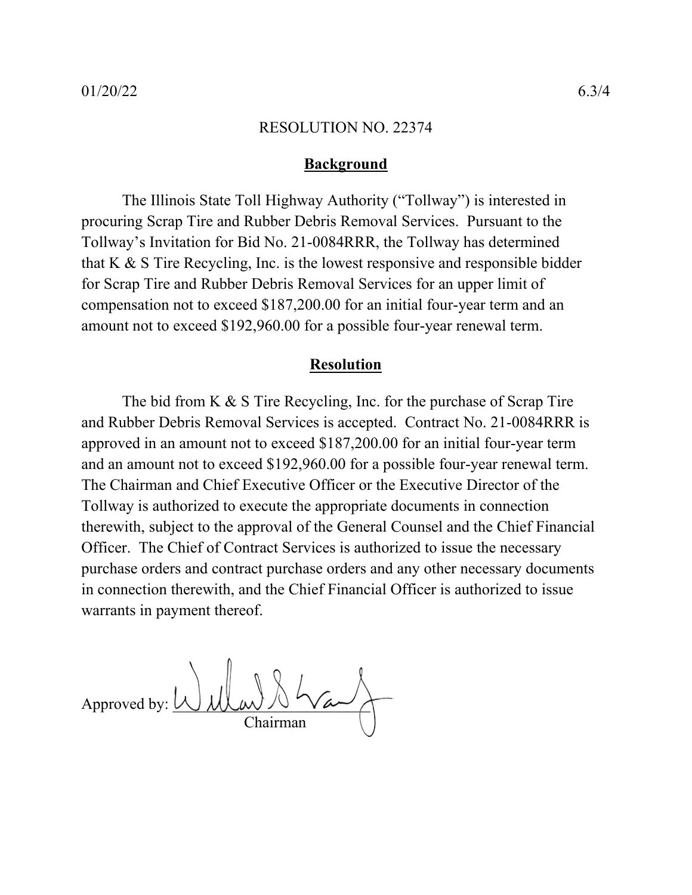01/20/22 6.3/4

RESOLUTION NO. 22374

**Background**

The Illinois State Toll Highway Authority ("Tollway") is interested in procuring Scrap Tire and Rubber Debris Removal Services. Pursuant to the Tollway's Invitation for Bid No. 21-0084RRR, the Tollway has determined that K & S Tire Recycling, Inc. is the lowest responsive and responsible bidder for Scrap Tire and Rubber Debris Removal Services for an upper limit of compensation not to exceed $187,200.00 for an initial four-year term and an amount not to exceed $192,960.00 for a possible four-year renewal term.

**Resolution**

The bid from K & S Tire Recycling, Inc. for the purchase of Scrap Tire and Rubber Debris Removal Services is accepted. Contract No. 21-0084RRR is approved in an amount not to exceed $187,200.00 for an initial four-year term and an amount not to exceed $192,960.00 for a possible four-year renewal term. The Chairman and Chief Executive Officer or the Executive Director of the Tollway is authorized to execute the appropriate documents in connection therewith, subject to the approval of the General Counsel and the Chief Financial Officer. The Chief of Contract Services is authorized to issue the necessary purchase orders and contract purchase orders and any other necessary documents in connection therewith, and the Chief Financial Officer is authorized to issue warrants in payment thereof.

Approved by: ______________________
Chairman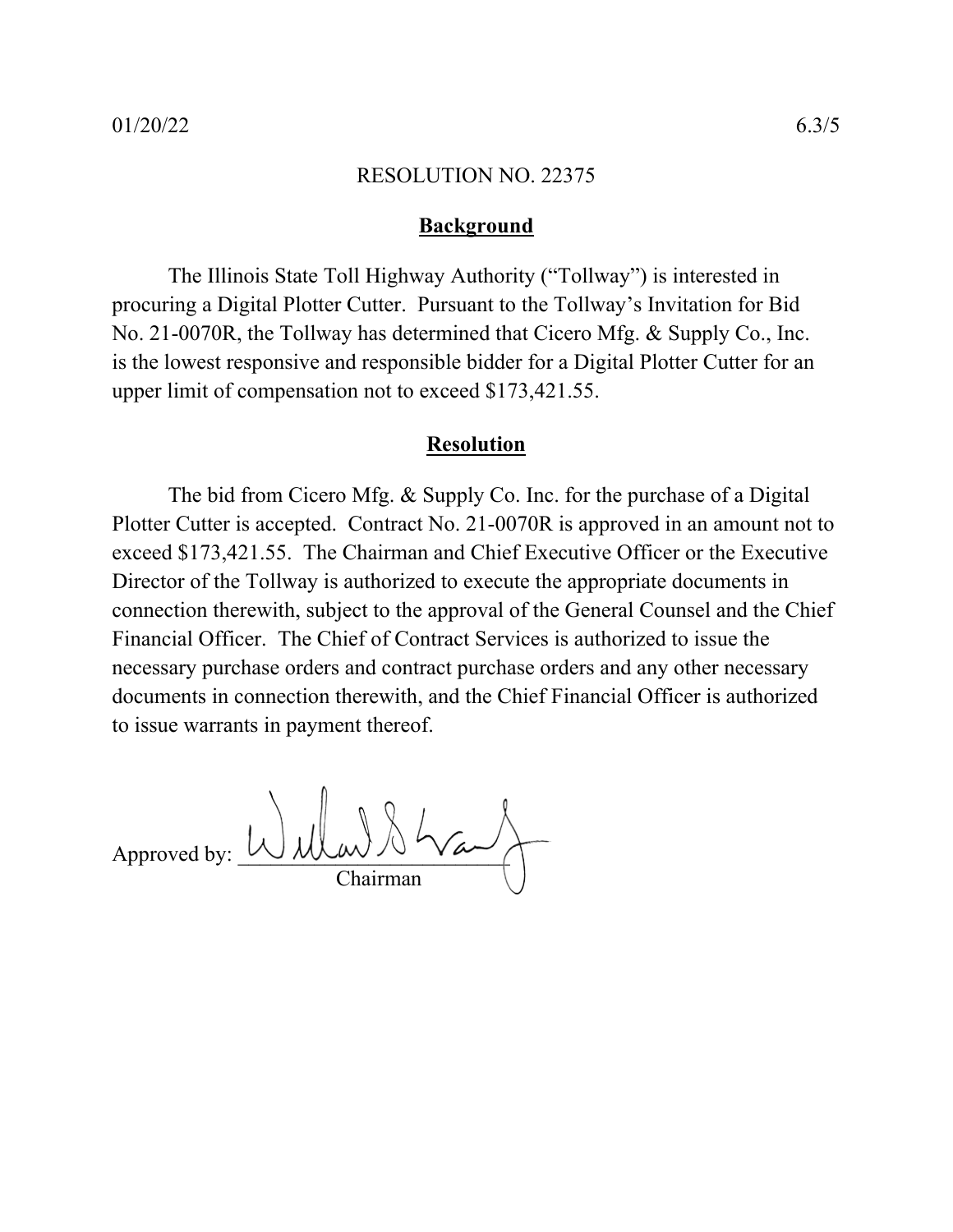01/20/22 6.3/5

RESOLUTION NO. 22375

## Background

The Illinois State Toll Highway Authority ("Tollway") is interested in procuring a Digital Plotter Cutter. Pursuant to the Tollway's Invitation for Bid No. 21-0070R, the Tollway has determined that Cicero Mfg. & Supply Co., Inc. is the lowest responsive and responsible bidder for a Digital Plotter Cutter for an upper limit of compensation not to exceed $173,421.55.

## Resolution

The bid from Cicero Mfg. & Supply Co. Inc. for the purchase of a Digital Plotter Cutter is accepted. Contract No. 21-0070R is approved in an amount not to exceed $173,421.55. The Chairman and Chief Executive Officer or the Executive Director of the Tollway is authorized to execute the appropriate documents in connection therewith, subject to the approval of the General Counsel and the Chief Financial Officer. The Chief of Contract Services is authorized to issue the necessary purchase orders and contract purchase orders and any other necessary documents in connection therewith, and the Chief Financial Officer is authorized to issue warrants in payment thereof.

Approved by: ______________________
Chairman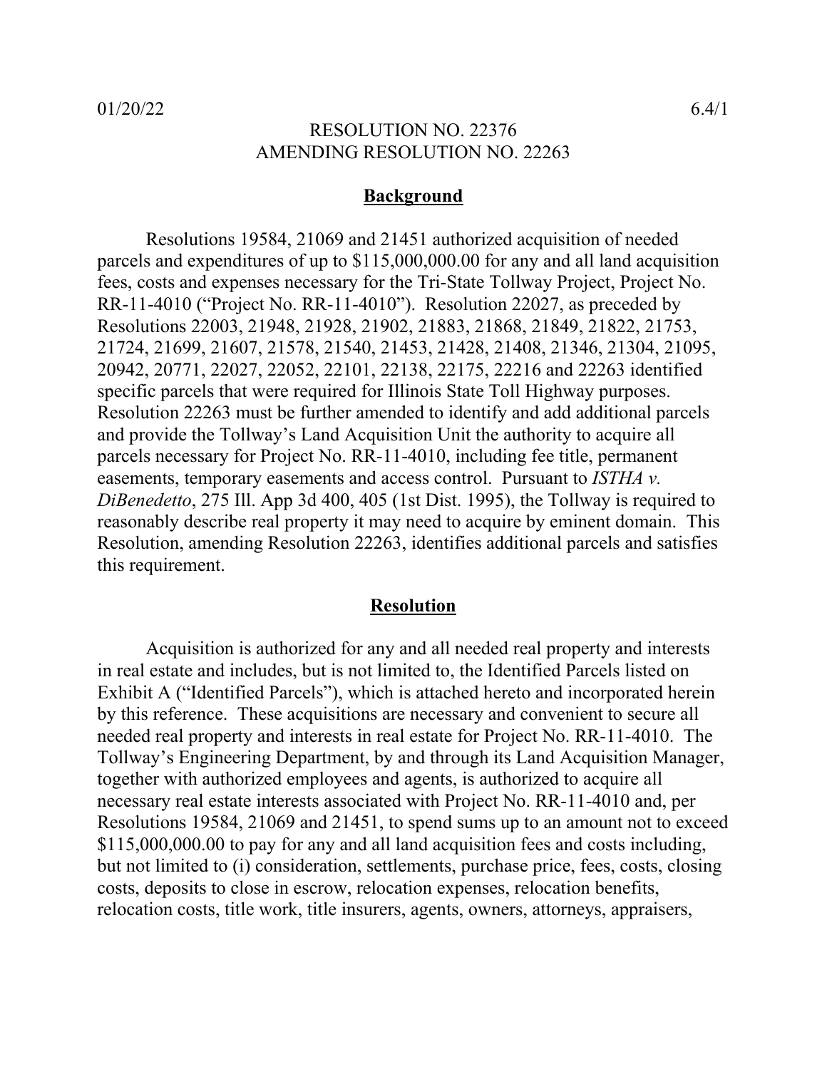01/20/22 6.4/1

RESOLUTION NO. 22376
AMENDING RESOLUTION NO. 22263

## Background

Resolutions 19584, 21069 and 21451 authorized acquisition of needed parcels and expenditures of up to $115,000,000.00 for any and all land acquisition fees, costs and expenses necessary for the Tri-State Tollway Project, Project No. RR-11-4010 ("Project No. RR-11-4010"). Resolution 22027, as preceded by Resolutions 22003, 21948, 21928, 21902, 21883, 21868, 21849, 21822, 21753, 21724, 21699, 21607, 21578, 21540, 21453, 21428, 21408, 21346, 21304, 21095, 20942, 20771, 22027, 22052, 22101, 22138, 22175, 22216 and 22263 identified specific parcels that were required for Illinois State Toll Highway purposes. Resolution 22263 must be further amended to identify and add additional parcels and provide the Tollway's Land Acquisition Unit the authority to acquire all parcels necessary for Project No. RR-11-4010, including fee title, permanent easements, temporary easements and access control. Pursuant to *ISTHA v. DiBenedetto*, 275 Ill. App 3d 400, 405 (1st Dist. 1995), the Tollway is required to reasonably describe real property it may need to acquire by eminent domain. This Resolution, amending Resolution 22263, identifies additional parcels and satisfies this requirement.

## Resolution

Acquisition is authorized for any and all needed real property and interests in real estate and includes, but is not limited to, the Identified Parcels listed on Exhibit A ("Identified Parcels"), which is attached hereto and incorporated herein by this reference. These acquisitions are necessary and convenient to secure all needed real property and interests in real estate for Project No. RR-11-4010. The Tollway's Engineering Department, by and through its Land Acquisition Manager, together with authorized employees and agents, is authorized to acquire all necessary real estate interests associated with Project No. RR-11-4010 and, per Resolutions 19584, 21069 and 21451, to spend sums up to an amount not to exceed $115,000,000.00 to pay for any and all land acquisition fees and costs including, but not limited to (i) consideration, settlements, purchase price, fees, costs, closing costs, deposits to close in escrow, relocation expenses, relocation benefits, relocation costs, title work, title insurers, agents, owners, attorneys, appraisers,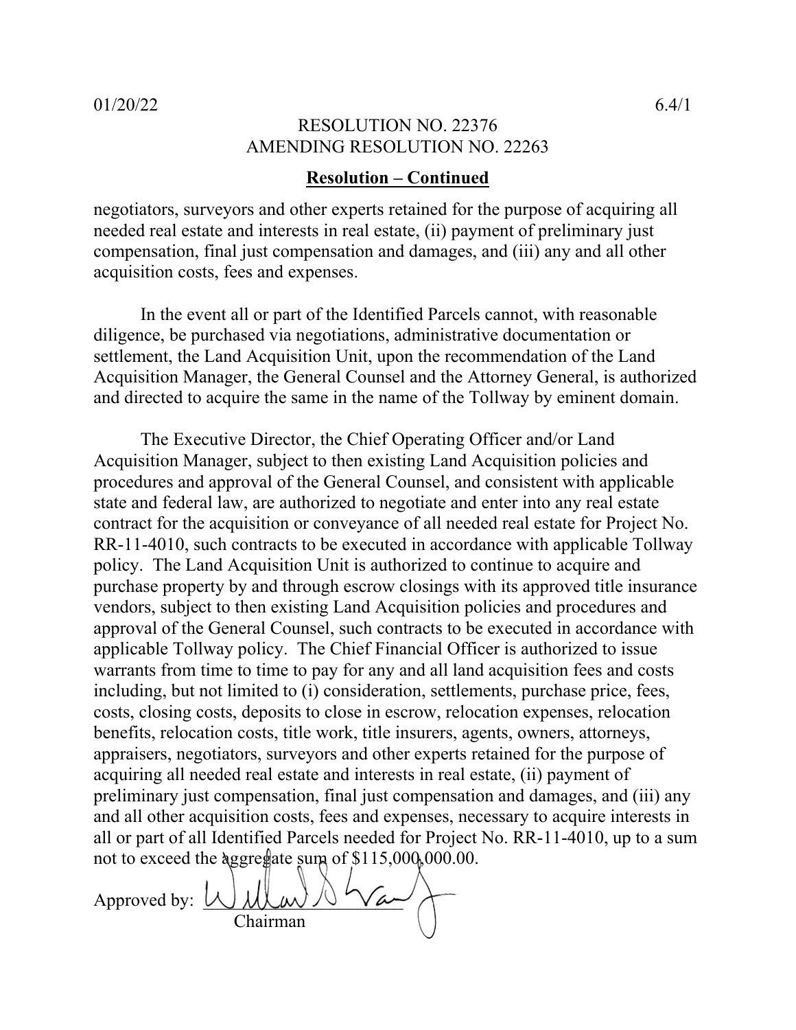01/20/22 6.4/1

RESOLUTION NO. 22376
AMENDING RESOLUTION NO. 22263

**Resolution – Continued**

negotiators, surveyors and other experts retained for the purpose of acquiring all needed real estate and interests in real estate, (ii) payment of preliminary just compensation, final just compensation and damages, and (iii) any and all other acquisition costs, fees and expenses.

In the event all or part of the Identified Parcels cannot, with reasonable diligence, be purchased via negotiations, administrative documentation or settlement, the Land Acquisition Unit, upon the recommendation of the Land Acquisition Manager, the General Counsel and the Attorney General, is authorized and directed to acquire the same in the name of the Tollway by eminent domain.

The Executive Director, the Chief Operating Officer and/or Land Acquisition Manager, subject to then existing Land Acquisition policies and procedures and approval of the General Counsel, and consistent with applicable state and federal law, are authorized to negotiate and enter into any real estate contract for the acquisition or conveyance of all needed real estate for Project No. RR-11-4010, such contracts to be executed in accordance with applicable Tollway policy. The Land Acquisition Unit is authorized to continue to acquire and purchase property by and through escrow closings with its approved title insurance vendors, subject to then existing Land Acquisition policies and procedures and approval of the General Counsel, such contracts to be executed in accordance with applicable Tollway policy. The Chief Financial Officer is authorized to issue warrants from time to time to pay for any and all land acquisition fees and costs including, but not limited to (i) consideration, settlements, purchase price, fees, costs, closing costs, deposits to close in escrow, relocation expenses, relocation benefits, relocation costs, title work, title insurers, agents, owners, attorneys, appraisers, negotiators, surveyors and other experts retained for the purpose of acquiring all needed real estate and interests in real estate, (ii) payment of preliminary just compensation, final just compensation and damages, and (iii) any and all other acquisition costs, fees and expenses, necessary to acquire interests in all or part of all Identified Parcels needed for Project No. RR-11-4010, up to a sum not to exceed the aggregate sum of $115,000,000.00.

Approved by: ____________________
Chairman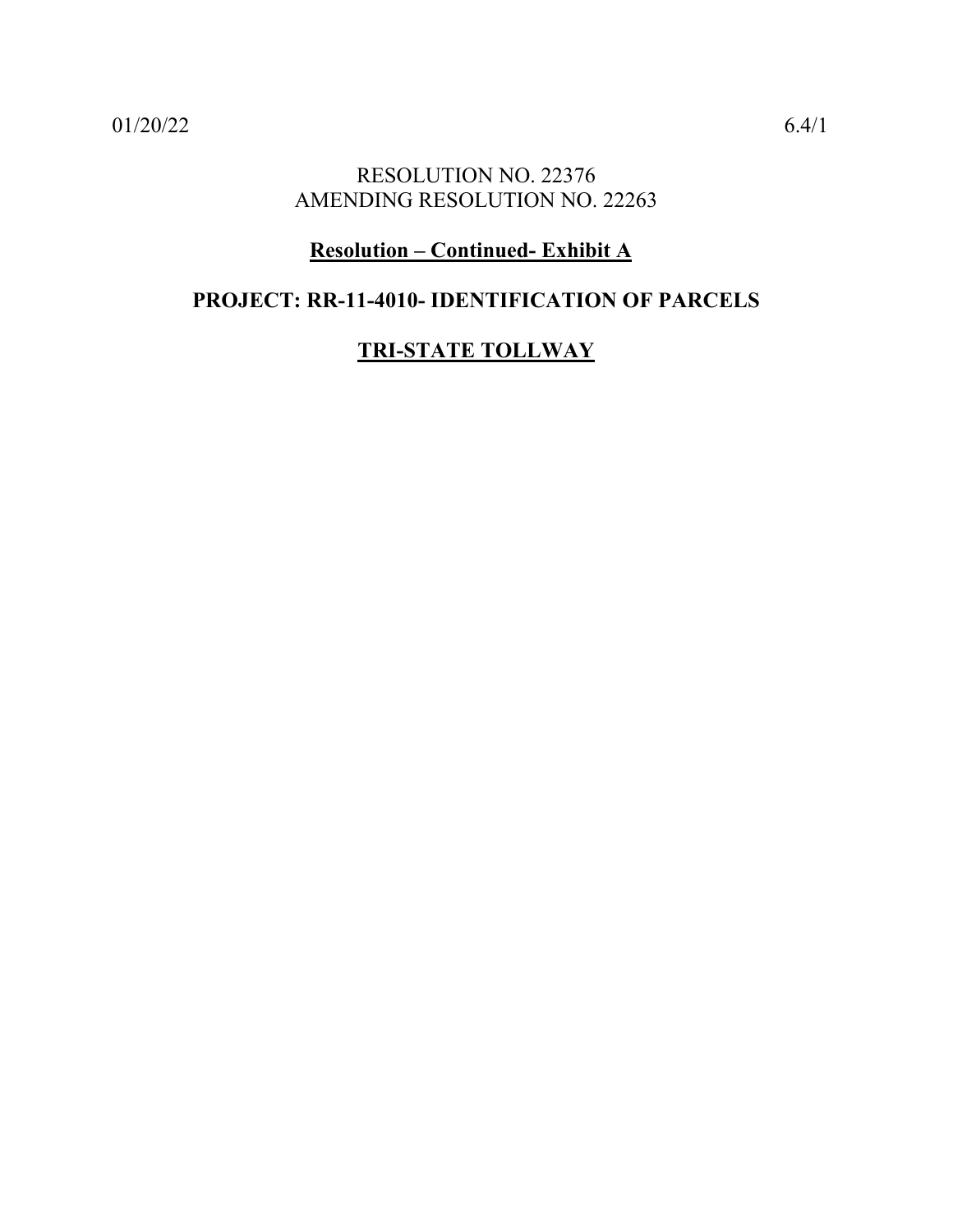RESOLUTION NO. 22376
AMENDING RESOLUTION NO. 22263

**Resolution – Continued- Exhibit A**

**PROJECT: RR-11-4010- IDENTIFICATION OF PARCELS**

**TRI-STATE TOLLWAY**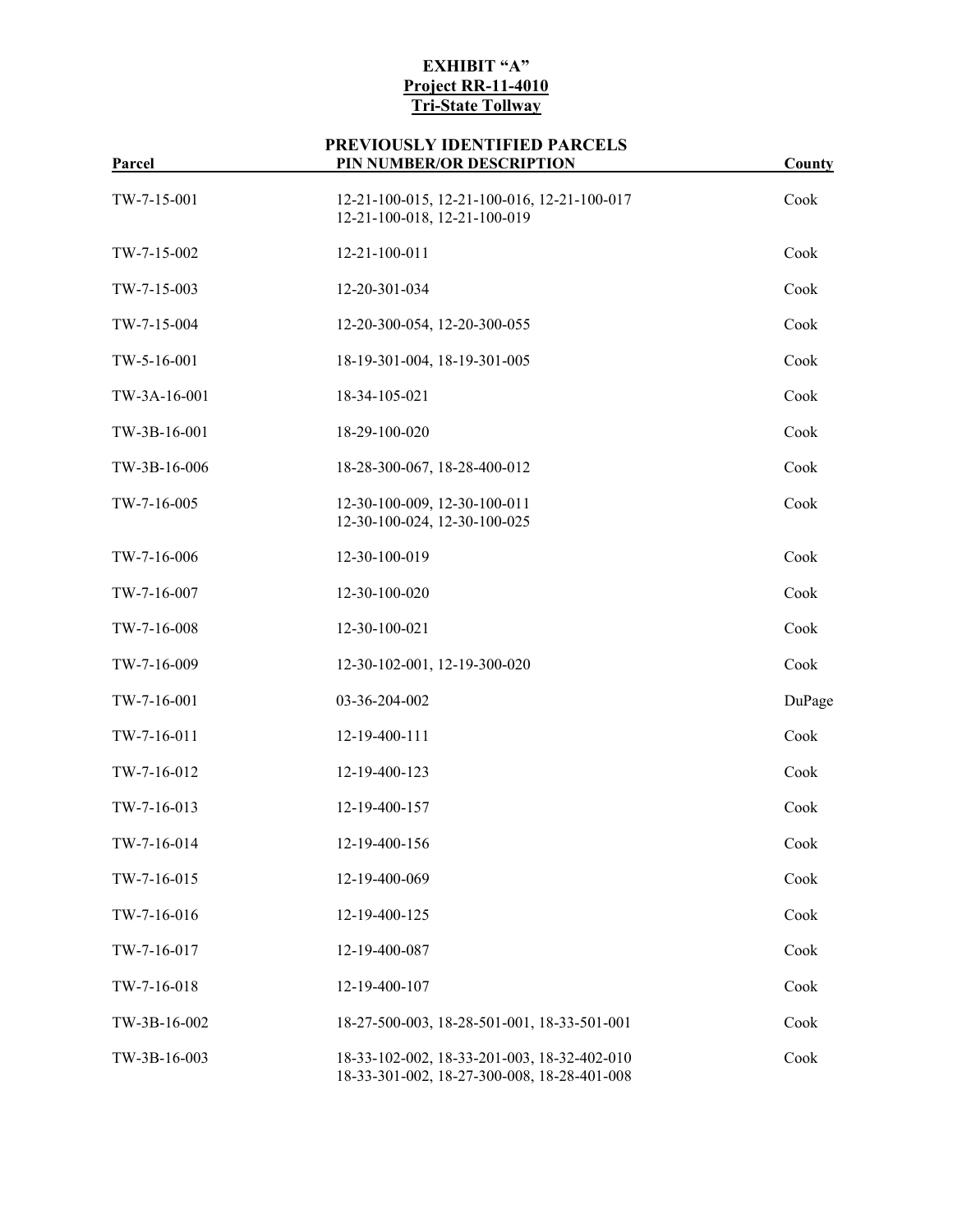**EXHIBIT "A"**
**Project RR-11-4010**
**Tri-State Tollway**

**PREVIOUSLY IDENTIFIED PARCELS**

| Parcel | PIN NUMBER/OR DESCRIPTION | County |
|---|---|---|
| TW-7-15-001 | 12-21-100-015, 12-21-100-016, 12-21-100-017<br>12-21-100-018, 12-21-100-019 | Cook |
| TW-7-15-002 | 12-21-100-011 | Cook |
| TW-7-15-003 | 12-20-301-034 | Cook |
| TW-7-15-004 | 12-20-300-054, 12-20-300-055 | Cook |
| TW-5-16-001 | 18-19-301-004, 18-19-301-005 | Cook |
| TW-3A-16-001 | 18-34-105-021 | Cook |
| TW-3B-16-001 | 18-29-100-020 | Cook |
| TW-3B-16-006 | 18-28-300-067, 18-28-400-012 | Cook |
| TW-7-16-005 | 12-30-100-009, 12-30-100-011<br>12-30-100-024, 12-30-100-025 | Cook |
| TW-7-16-006 | 12-30-100-019 | Cook |
| TW-7-16-007 | 12-30-100-020 | Cook |
| TW-7-16-008 | 12-30-100-021 | Cook |
| TW-7-16-009 | 12-30-102-001, 12-19-300-020 | Cook |
| TW-7-16-001 | 03-36-204-002 | DuPage |
| TW-7-16-011 | 12-19-400-111 | Cook |
| TW-7-16-012 | 12-19-400-123 | Cook |
| TW-7-16-013 | 12-19-400-157 | Cook |
| TW-7-16-014 | 12-19-400-156 | Cook |
| TW-7-16-015 | 12-19-400-069 | Cook |
| TW-7-16-016 | 12-19-400-125 | Cook |
| TW-7-16-017 | 12-19-400-087 | Cook |
| TW-7-16-018 | 12-19-400-107 | Cook |
| TW-3B-16-002 | 18-27-500-003, 18-28-501-001, 18-33-501-001 | Cook |
| TW-3B-16-003 | 18-33-102-002, 18-33-201-003, 18-32-402-010<br>18-33-301-002, 18-27-300-008, 18-28-401-008 | Cook |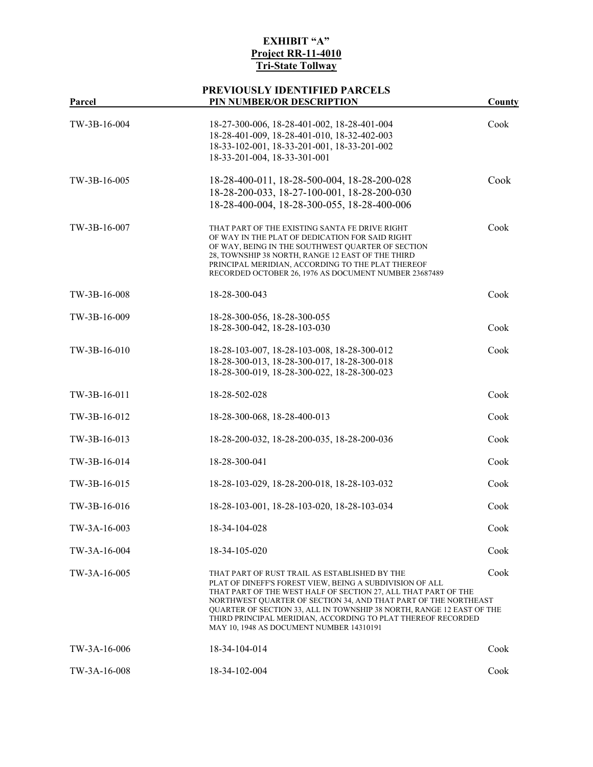# EXHIBIT "A"

## Project RR-11-4010

## Tri-State Tollway

### PREVIOUSLY IDENTIFIED PARCELS

| Parcel | PIN NUMBER/OR DESCRIPTION | County |
|---|---|---|
| TW-3B-16-004 | 18-27-300-006, 18-28-401-002, 18-28-401-004 18-28-401-009, 18-28-401-010, 18-32-402-003 18-33-102-001, 18-33-201-001, 18-33-201-002 18-33-201-004, 18-33-301-001 | Cook |
| TW-3B-16-005 | 18-28-400-011, 18-28-500-004, 18-28-200-028 18-28-200-033, 18-27-100-001, 18-28-200-030 18-28-400-004, 18-28-300-055, 18-28-400-006 | Cook |
| TW-3B-16-007 | THAT PART OF THE EXISTING SANTA FE DRIVE RIGHT OF WAY IN THE PLAT OF DEDICATION FOR SAID RIGHT OF WAY, BEING IN THE SOUTHWEST QUARTER OF SECTION 28, TOWNSHIP 38 NORTH, RANGE 12 EAST OF THE THIRD PRINCIPAL MERIDIAN, ACCORDING TO THE PLAT THEREOF RECORDED OCTOBER 26, 1976 AS DOCUMENT NUMBER 23687489 | Cook |
| TW-3B-16-008 | 18-28-300-043 | Cook |
| TW-3B-16-009 | 18-28-300-056, 18-28-300-055 18-28-300-042, 18-28-103-030 | Cook |
| TW-3B-16-010 | 18-28-103-007, 18-28-103-008, 18-28-300-012 18-28-300-013, 18-28-300-017, 18-28-300-018 18-28-300-019, 18-28-300-022, 18-28-300-023 | Cook |
| TW-3B-16-011 | 18-28-502-028 | Cook |
| TW-3B-16-012 | 18-28-300-068, 18-28-400-013 | Cook |
| TW-3B-16-013 | 18-28-200-032, 18-28-200-035, 18-28-200-036 | Cook |
| TW-3B-16-014 | 18-28-300-041 | Cook |
| TW-3B-16-015 | 18-28-103-029, 18-28-200-018, 18-28-103-032 | Cook |
| TW-3B-16-016 | 18-28-103-001, 18-28-103-020, 18-28-103-034 | Cook |
| TW-3A-16-003 | 18-34-104-028 | Cook |
| TW-3A-16-004 | 18-34-105-020 | Cook |
| TW-3A-16-005 | THAT PART OF RUST TRAIL AS ESTABLISHED BY THE PLAT OF DINEFF'S FOREST VIEW, BEING A SUBDIVISION OF ALL THAT PART OF THE WEST HALF OF SECTION 27, ALL THAT PART OF THE NORTHWEST QUARTER OF SECTION 34, AND THAT PART OF THE NORTHEAST QUARTER OF SECTION 33, ALL IN TOWNSHIP 38 NORTH, RANGE 12 EAST OF THE THIRD PRINCIPAL MERIDIAN, ACCORDING TO PLAT THEREOF RECORDED MAY 10, 1948 AS DOCUMENT NUMBER 14310191 | Cook |
| TW-3A-16-006 | 18-34-104-014 | Cook |
| TW-3A-16-008 | 18-34-102-004 | Cook |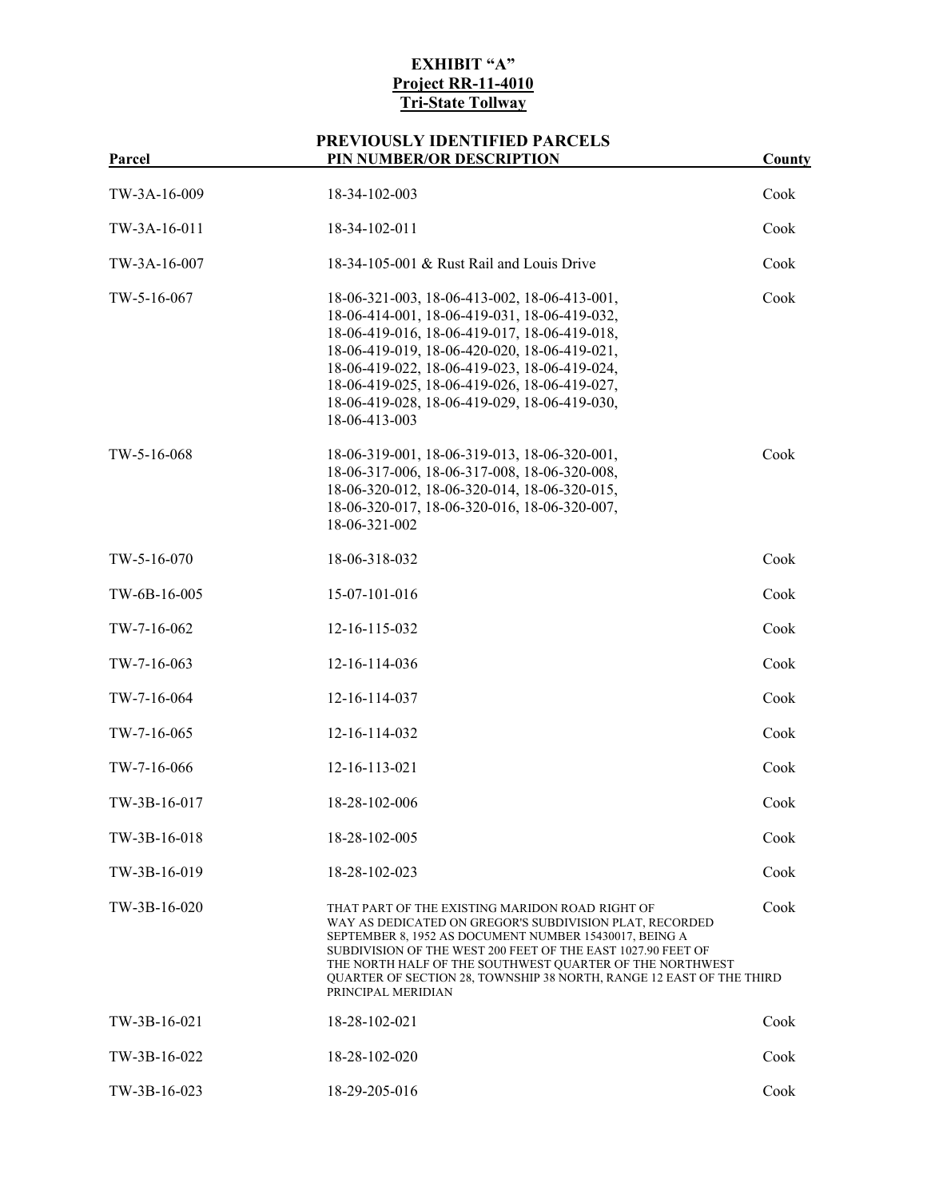**EXHIBIT "A"**
**Project RR-11-4010**
**Tri-State Tollway**

**PREVIOUSLY IDENTIFIED PARCELS**

| Parcel | PIN NUMBER/OR DESCRIPTION | County |
|---|---|---|
| TW-3A-16-009 | 18-34-102-003 | Cook |
| TW-3A-16-011 | 18-34-102-011 | Cook |
| TW-3A-16-007 | 18-34-105-001 & Rust Rail and Louis Drive | Cook |
| TW-5-16-067 | 18-06-321-003, 18-06-413-002, 18-06-413-001, 18-06-414-001, 18-06-419-031, 18-06-419-032, 18-06-419-016, 18-06-419-017, 18-06-419-018, 18-06-419-019, 18-06-420-020, 18-06-419-021, 18-06-419-022, 18-06-419-023, 18-06-419-024, 18-06-419-025, 18-06-419-026, 18-06-419-027, 18-06-419-028, 18-06-419-029, 18-06-419-030, 18-06-413-003 | Cook |
| TW-5-16-068 | 18-06-319-001, 18-06-319-013, 18-06-320-001, 18-06-317-006, 18-06-317-008, 18-06-320-008, 18-06-320-012, 18-06-320-014, 18-06-320-015, 18-06-320-017, 18-06-320-016, 18-06-320-007, 18-06-321-002 | Cook |
| TW-5-16-070 | 18-06-318-032 | Cook |
| TW-6B-16-005 | 15-07-101-016 | Cook |
| TW-7-16-062 | 12-16-115-032 | Cook |
| TW-7-16-063 | 12-16-114-036 | Cook |
| TW-7-16-064 | 12-16-114-037 | Cook |
| TW-7-16-065 | 12-16-114-032 | Cook |
| TW-7-16-066 | 12-16-113-021 | Cook |
| TW-3B-16-017 | 18-28-102-006 | Cook |
| TW-3B-16-018 | 18-28-102-005 | Cook |
| TW-3B-16-019 | 18-28-102-023 | Cook |
| TW-3B-16-020 | THAT PART OF THE EXISTING MARIDON ROAD RIGHT OF WAY AS DEDICATED ON GREGOR'S SUBDIVISION PLAT, RECORDED SEPTEMBER 8, 1952 AS DOCUMENT NUMBER 15430017, BEING A SUBDIVISION OF THE WEST 200 FEET OF THE EAST 1027.90 FEET OF THE NORTH HALF OF THE SOUTHWEST QUARTER OF THE NORTHWEST QUARTER OF SECTION 28, TOWNSHIP 38 NORTH, RANGE 12 EAST OF THE THIRD PRINCIPAL MERIDIAN | Cook |
| TW-3B-16-021 | 18-28-102-021 | Cook |
| TW-3B-16-022 | 18-28-102-020 | Cook |
| TW-3B-16-023 | 18-29-205-016 | Cook |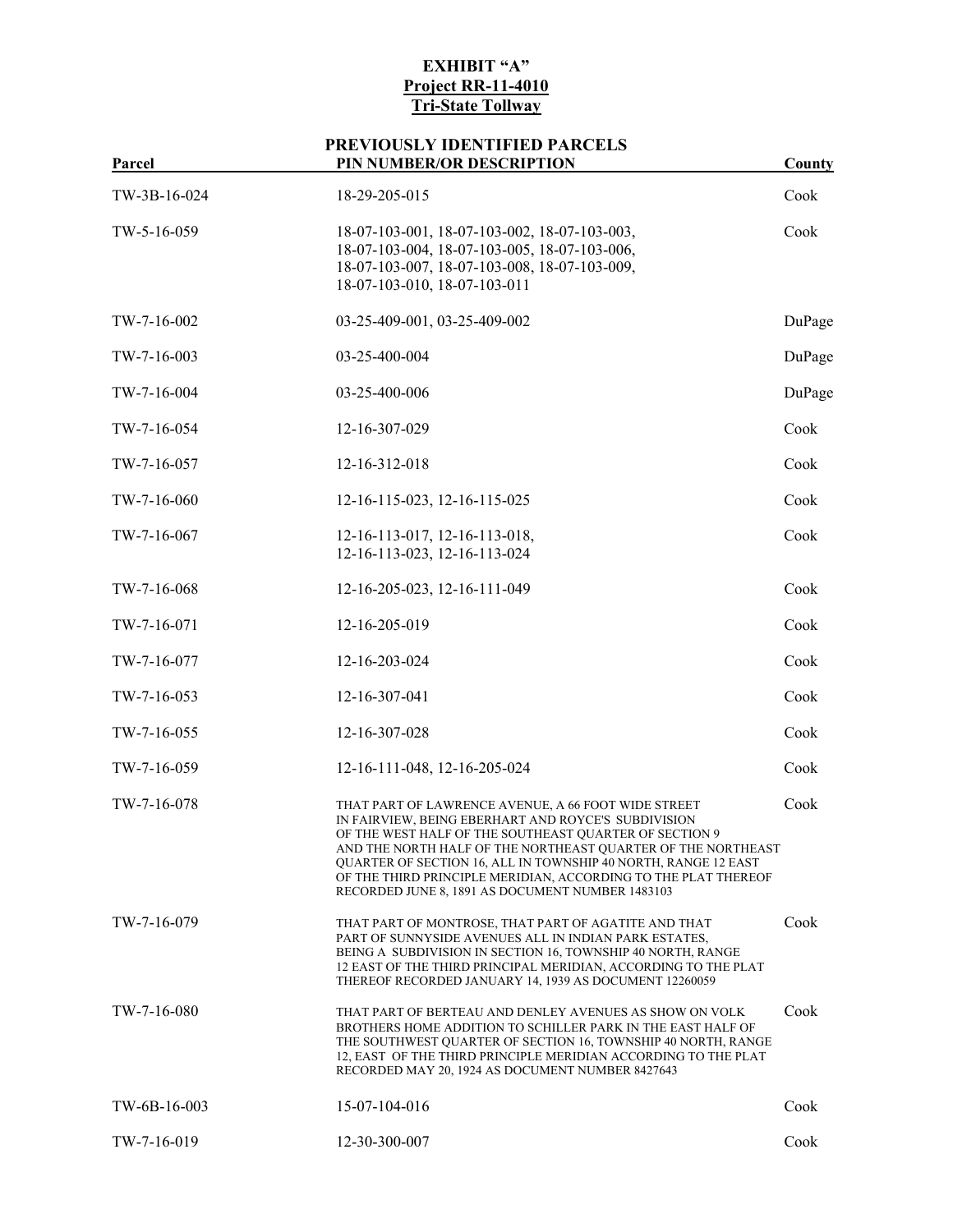**EXHIBIT "A"**
**Project RR-11-4010**
**Tri-State Tollway**

**PREVIOUSLY IDENTIFIED PARCELS**

| Parcel | PIN NUMBER/OR DESCRIPTION | County |
|---|---|---|
| TW-3B-16-024 | 18-29-205-015 | Cook |
| TW-5-16-059 | 18-07-103-001, 18-07-103-002, 18-07-103-003, 18-07-103-004, 18-07-103-005, 18-07-103-006, 18-07-103-007, 18-07-103-008, 18-07-103-009, 18-07-103-010, 18-07-103-011 | Cook |
| TW-7-16-002 | 03-25-409-001, 03-25-409-002 | DuPage |
| TW-7-16-003 | 03-25-400-004 | DuPage |
| TW-7-16-004 | 03-25-400-006 | DuPage |
| TW-7-16-054 | 12-16-307-029 | Cook |
| TW-7-16-057 | 12-16-312-018 | Cook |
| TW-7-16-060 | 12-16-115-023, 12-16-115-025 | Cook |
| TW-7-16-067 | 12-16-113-017, 12-16-113-018, 12-16-113-023, 12-16-113-024 | Cook |
| TW-7-16-068 | 12-16-205-023, 12-16-111-049 | Cook |
| TW-7-16-071 | 12-16-205-019 | Cook |
| TW-7-16-077 | 12-16-203-024 | Cook |
| TW-7-16-053 | 12-16-307-041 | Cook |
| TW-7-16-055 | 12-16-307-028 | Cook |
| TW-7-16-059 | 12-16-111-048, 12-16-205-024 | Cook |
| TW-7-16-078 | THAT PART OF LAWRENCE AVENUE, A 66 FOOT WIDE STREET IN FAIRVIEW, BEING EBERHART AND ROYCE'S SUBDIVISION OF THE WEST HALF OF THE SOUTHEAST QUARTER OF SECTION 9 AND THE NORTH HALF OF THE NORTHEAST QUARTER OF THE NORTHEAST QUARTER OF SECTION 16, ALL IN TOWNSHIP 40 NORTH, RANGE 12 EAST OF THE THIRD PRINCIPLE MERIDIAN, ACCORDING TO THE PLAT THEREOF RECORDED JUNE 8, 1891 AS DOCUMENT NUMBER 1483103 | Cook |
| TW-7-16-079 | THAT PART OF MONTROSE, THAT PART OF AGATITE AND THAT PART OF SUNNYSIDE AVENUES ALL IN INDIAN PARK ESTATES, BEING A SUBDIVISION IN SECTION 16, TOWNSHIP 40 NORTH, RANGE 12 EAST OF THE THIRD PRINCIPAL MERIDIAN, ACCORDING TO THE PLAT THEREOF RECORDED JANUARY 14, 1939 AS DOCUMENT 12260059 | Cook |
| TW-7-16-080 | THAT PART OF BERTEAU AND DENLEY AVENUES AS SHOW ON VOLK BROTHERS HOME ADDITION TO SCHILLER PARK IN THE EAST HALF OF THE SOUTHWEST QUARTER OF SECTION 16, TOWNSHIP 40 NORTH, RANGE 12, EAST OF THE THIRD PRINCIPLE MERIDIAN ACCORDING TO THE PLAT RECORDED MAY 20, 1924 AS DOCUMENT NUMBER 8427643 | Cook |
| TW-6B-16-003 | 15-07-104-016 | Cook |
| TW-7-16-019 | 12-30-300-007 | Cook |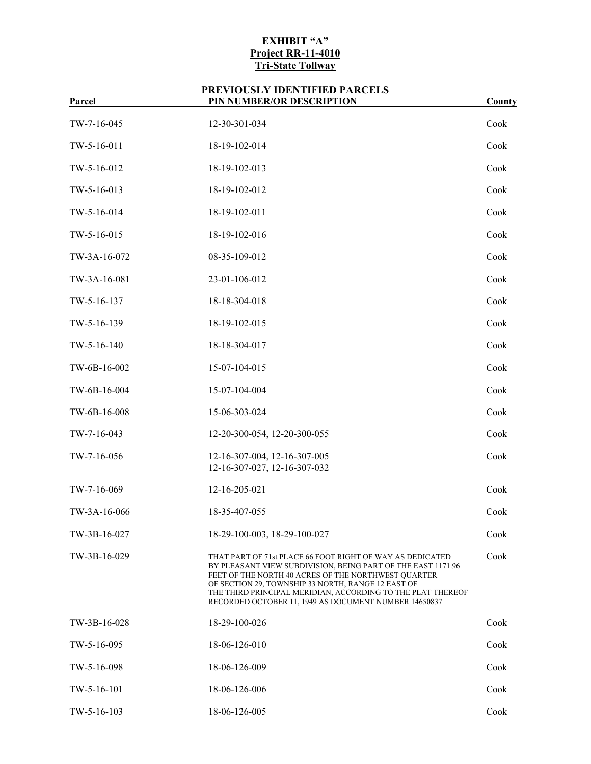# EXHIBIT "A"

## Project RR-11-4010

## Tri-State Tollway

### PREVIOUSLY IDENTIFIED PARCELS

| Parcel | PIN NUMBER/OR DESCRIPTION | County |
|---|---|---|
| TW-7-16-045 | 12-30-301-034 | Cook |
| TW-5-16-011 | 18-19-102-014 | Cook |
| TW-5-16-012 | 18-19-102-013 | Cook |
| TW-5-16-013 | 18-19-102-012 | Cook |
| TW-5-16-014 | 18-19-102-011 | Cook |
| TW-5-16-015 | 18-19-102-016 | Cook |
| TW-3A-16-072 | 08-35-109-012 | Cook |
| TW-3A-16-081 | 23-01-106-012 | Cook |
| TW-5-16-137 | 18-18-304-018 | Cook |
| TW-5-16-139 | 18-19-102-015 | Cook |
| TW-5-16-140 | 18-18-304-017 | Cook |
| TW-6B-16-002 | 15-07-104-015 | Cook |
| TW-6B-16-004 | 15-07-104-004 | Cook |
| TW-6B-16-008 | 15-06-303-024 | Cook |
| TW-7-16-043 | 12-20-300-054, 12-20-300-055 | Cook |
| TW-7-16-056 | 12-16-307-004, 12-16-307-005<br>12-16-307-027, 12-16-307-032 | Cook |
| TW-7-16-069 | 12-16-205-021 | Cook |
| TW-3A-16-066 | 18-35-407-055 | Cook |
| TW-3B-16-027 | 18-29-100-003, 18-29-100-027 | Cook |
| TW-3B-16-029 | THAT PART OF 71st PLACE 66 FOOT RIGHT OF WAY AS DEDICATED BY PLEASANT VIEW SUBDIVISION, BEING PART OF THE EAST 1171.96 FEET OF THE NORTH 40 ACRES OF THE NORTHWEST QUARTER OF SECTION 29, TOWNSHIP 33 NORTH, RANGE 12 EAST OF THE THIRD PRINCIPAL MERIDIAN, ACCORDING TO THE PLAT THEREOF RECORDED OCTOBER 11, 1949 AS DOCUMENT NUMBER 14650837 | Cook |
| TW-3B-16-028 | 18-29-100-026 | Cook |
| TW-5-16-095 | 18-06-126-010 | Cook |
| TW-5-16-098 | 18-06-126-009 | Cook |
| TW-5-16-101 | 18-06-126-006 | Cook |
| TW-5-16-103 | 18-06-126-005 | Cook |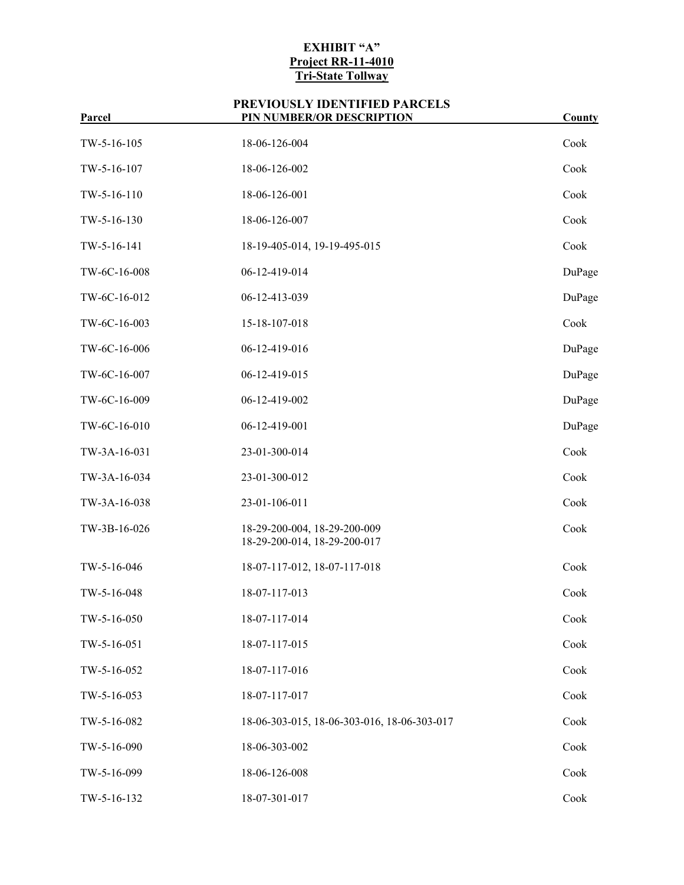**EXHIBIT "A"**
**Project RR-11-4010**
**Tri-State Tollway**

**PREVIOUSLY IDENTIFIED PARCELS**

| Parcel | PIN NUMBER/OR DESCRIPTION | County |
|---|---|---|
| TW-5-16-105 | 18-06-126-004 | Cook |
| TW-5-16-107 | 18-06-126-002 | Cook |
| TW-5-16-110 | 18-06-126-001 | Cook |
| TW-5-16-130 | 18-06-126-007 | Cook |
| TW-5-16-141 | 18-19-405-014, 19-19-495-015 | Cook |
| TW-6C-16-008 | 06-12-419-014 | DuPage |
| TW-6C-16-012 | 06-12-413-039 | DuPage |
| TW-6C-16-003 | 15-18-107-018 | Cook |
| TW-6C-16-006 | 06-12-419-016 | DuPage |
| TW-6C-16-007 | 06-12-419-015 | DuPage |
| TW-6C-16-009 | 06-12-419-002 | DuPage |
| TW-6C-16-010 | 06-12-419-001 | DuPage |
| TW-3A-16-031 | 23-01-300-014 | Cook |
| TW-3A-16-034 | 23-01-300-012 | Cook |
| TW-3A-16-038 | 23-01-106-011 | Cook |
| TW-3B-16-026 | 18-29-200-004, 18-29-200-009<br>18-29-200-014, 18-29-200-017 | Cook |
| TW-5-16-046 | 18-07-117-012, 18-07-117-018 | Cook |
| TW-5-16-048 | 18-07-117-013 | Cook |
| TW-5-16-050 | 18-07-117-014 | Cook |
| TW-5-16-051 | 18-07-117-015 | Cook |
| TW-5-16-052 | 18-07-117-016 | Cook |
| TW-5-16-053 | 18-07-117-017 | Cook |
| TW-5-16-082 | 18-06-303-015, 18-06-303-016, 18-06-303-017 | Cook |
| TW-5-16-090 | 18-06-303-002 | Cook |
| TW-5-16-099 | 18-06-126-008 | Cook |
| TW-5-16-132 | 18-07-301-017 | Cook |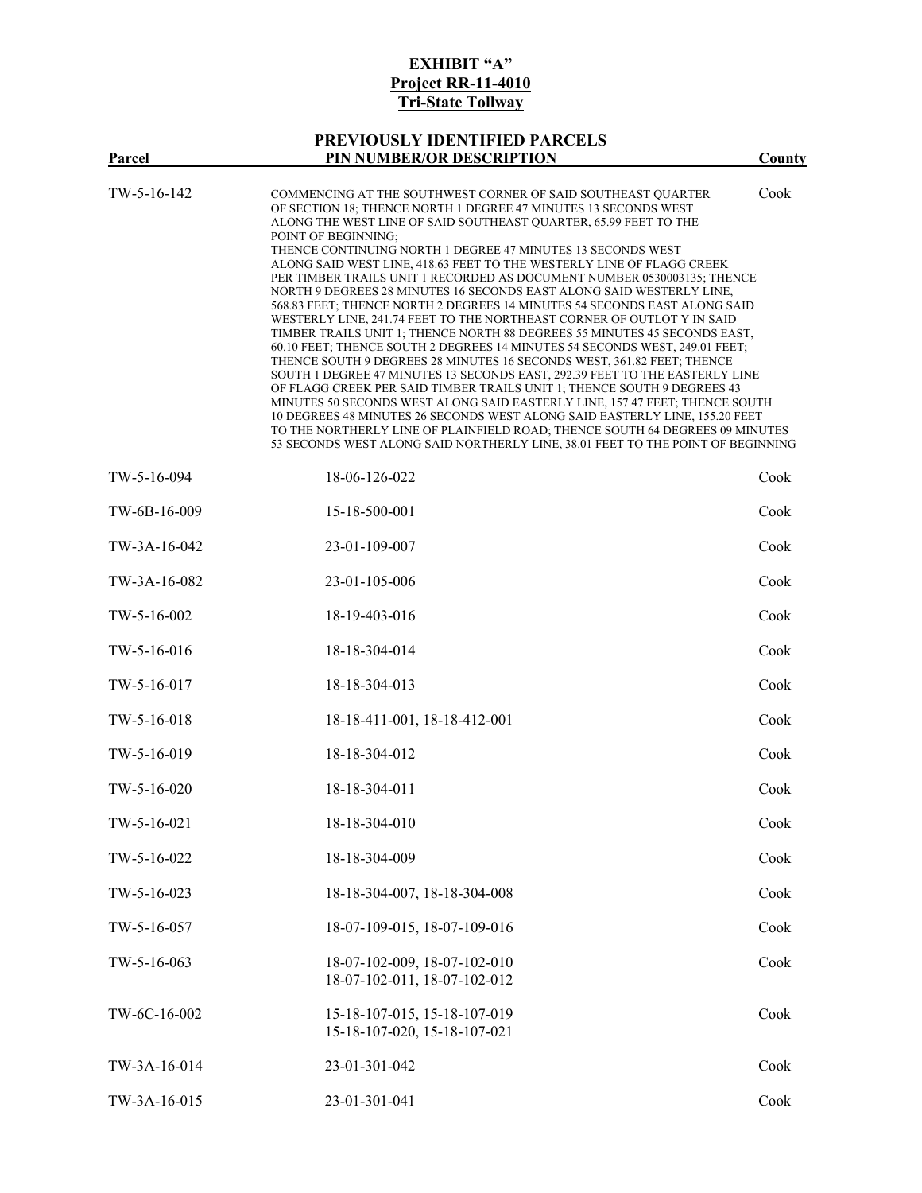**EXHIBIT "A"**

**Project RR-11-4010**

**Tri-State Tollway**

**PREVIOUSLY IDENTIFIED PARCELS**

| Parcel | PIN NUMBER/OR DESCRIPTION | County |
|---|---|---|
| TW-5-16-142 | COMMENCING AT THE SOUTHWEST CORNER OF SAID SOUTHEAST QUARTER OF SECTION 18; THENCE NORTH 1 DEGREE 47 MINUTES 13 SECONDS WEST ALONG THE WEST LINE OF SAID SOUTHEAST QUARTER, 65.99 FEET TO THE POINT OF BEGINNING; THENCE CONTINUING NORTH 1 DEGREE 47 MINUTES 13 SECONDS WEST ALONG SAID WEST LINE, 418.63 FEET TO THE WESTERLY LINE OF FLAGG CREEK PER TIMBER TRAILS UNIT 1 RECORDED AS DOCUMENT NUMBER 0530003135; THENCE NORTH 9 DEGREES 28 MINUTES 16 SECONDS EAST ALONG SAID WESTERLY LINE, 568.83 FEET; THENCE NORTH 2 DEGREES 14 MINUTES 54 SECONDS EAST ALONG SAID WESTERLY LINE, 241.74 FEET TO THE NORTHEAST CORNER OF OUTLOT Y IN SAID TIMBER TRAILS UNIT 1; THENCE NORTH 88 DEGREES 55 MINUTES 45 SECONDS EAST, 60.10 FEET; THENCE SOUTH 2 DEGREES 14 MINUTES 54 SECONDS WEST, 249.01 FEET; THENCE SOUTH 9 DEGREES 28 MINUTES 16 SECONDS WEST, 361.82 FEET; THENCE SOUTH 1 DEGREE 47 MINUTES 13 SECONDS EAST, 292.39 FEET TO THE EASTERLY LINE OF FLAGG CREEK PER SAID TIMBER TRAILS UNIT 1; THENCE SOUTH 9 DEGREES 43 MINUTES 50 SECONDS WEST ALONG SAID EASTERLY LINE, 157.47 FEET; THENCE SOUTH 10 DEGREES 48 MINUTES 26 SECONDS WEST ALONG SAID EASTERLY LINE, 155.20 FEET TO THE NORTHERLY LINE OF PLAINFIELD ROAD; THENCE SOUTH 64 DEGREES 09 MINUTES 53 SECONDS WEST ALONG SAID NORTHERLY LINE, 38.01 FEET TO THE POINT OF BEGINNING | Cook |
| TW-5-16-094 | 18-06-126-022 | Cook |
| TW-6B-16-009 | 15-18-500-001 | Cook |
| TW-3A-16-042 | 23-01-109-007 | Cook |
| TW-3A-16-082 | 23-01-105-006 | Cook |
| TW-5-16-002 | 18-19-403-016 | Cook |
| TW-5-16-016 | 18-18-304-014 | Cook |
| TW-5-16-017 | 18-18-304-013 | Cook |
| TW-5-16-018 | 18-18-411-001, 18-18-412-001 | Cook |
| TW-5-16-019 | 18-18-304-012 | Cook |
| TW-5-16-020 | 18-18-304-011 | Cook |
| TW-5-16-021 | 18-18-304-010 | Cook |
| TW-5-16-022 | 18-18-304-009 | Cook |
| TW-5-16-023 | 18-18-304-007, 18-18-304-008 | Cook |
| TW-5-16-057 | 18-07-109-015, 18-07-109-016 | Cook |
| TW-5-16-063 | 18-07-102-009, 18-07-102-010 18-07-102-011, 18-07-102-012 | Cook |
| TW-6C-16-002 | 15-18-107-015, 15-18-107-019 15-18-107-020, 15-18-107-021 | Cook |
| TW-3A-16-014 | 23-01-301-042 | Cook |
| TW-3A-16-015 | 23-01-301-041 | Cook |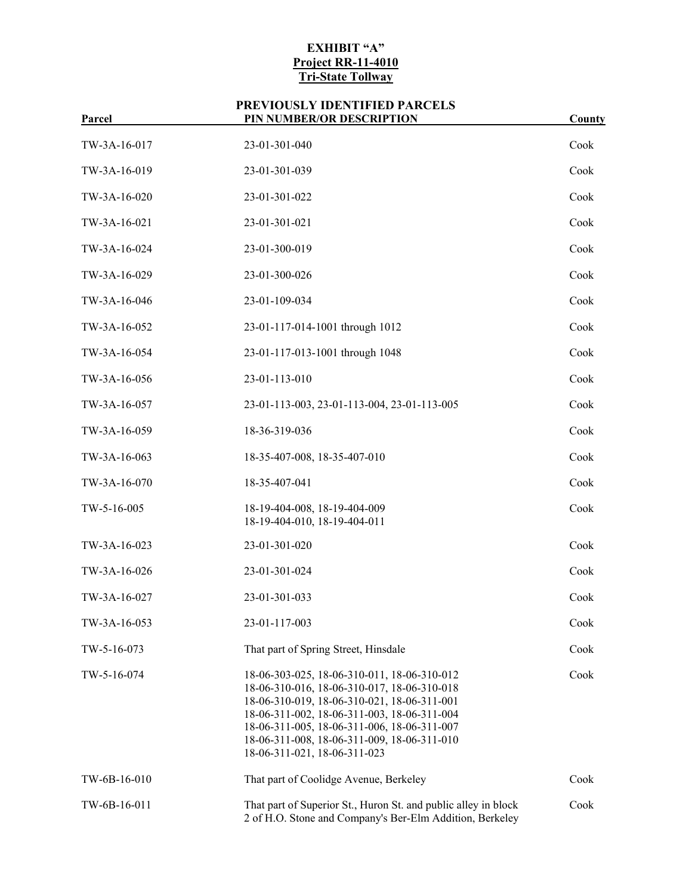**EXHIBIT "A"**
**Project RR-11-4010**
**Tri-State Tollway**

**PREVIOUSLY IDENTIFIED PARCELS**

| Parcel | PIN NUMBER/OR DESCRIPTION | County |
|---|---|---|
| TW-3A-16-017 | 23-01-301-040 | Cook |
| TW-3A-16-019 | 23-01-301-039 | Cook |
| TW-3A-16-020 | 23-01-301-022 | Cook |
| TW-3A-16-021 | 23-01-301-021 | Cook |
| TW-3A-16-024 | 23-01-300-019 | Cook |
| TW-3A-16-029 | 23-01-300-026 | Cook |
| TW-3A-16-046 | 23-01-109-034 | Cook |
| TW-3A-16-052 | 23-01-117-014-1001 through 1012 | Cook |
| TW-3A-16-054 | 23-01-117-013-1001 through 1048 | Cook |
| TW-3A-16-056 | 23-01-113-010 | Cook |
| TW-3A-16-057 | 23-01-113-003, 23-01-113-004, 23-01-113-005 | Cook |
| TW-3A-16-059 | 18-36-319-036 | Cook |
| TW-3A-16-063 | 18-35-407-008, 18-35-407-010 | Cook |
| TW-3A-16-070 | 18-35-407-041 | Cook |
| TW-5-16-005 | 18-19-404-008, 18-19-404-009 18-19-404-010, 18-19-404-011 | Cook |
| TW-3A-16-023 | 23-01-301-020 | Cook |
| TW-3A-16-026 | 23-01-301-024 | Cook |
| TW-3A-16-027 | 23-01-301-033 | Cook |
| TW-3A-16-053 | 23-01-117-003 | Cook |
| TW-5-16-073 | That part of Spring Street, Hinsdale | Cook |
| TW-5-16-074 | 18-06-303-025, 18-06-310-011, 18-06-310-012 18-06-310-016, 18-06-310-017, 18-06-310-018 18-06-310-019, 18-06-310-021, 18-06-311-001 18-06-311-002, 18-06-311-003, 18-06-311-004 18-06-311-005, 18-06-311-006, 18-06-311-007 18-06-311-008, 18-06-311-009, 18-06-311-010 18-06-311-021, 18-06-311-023 | Cook |
| TW-6B-16-010 | That part of Coolidge Avenue, Berkeley | Cook |
| TW-6B-16-011 | That part of Superior St., Huron St. and public alley in block 2 of H.O. Stone and Company's Ber-Elm Addition, Berkeley | Cook |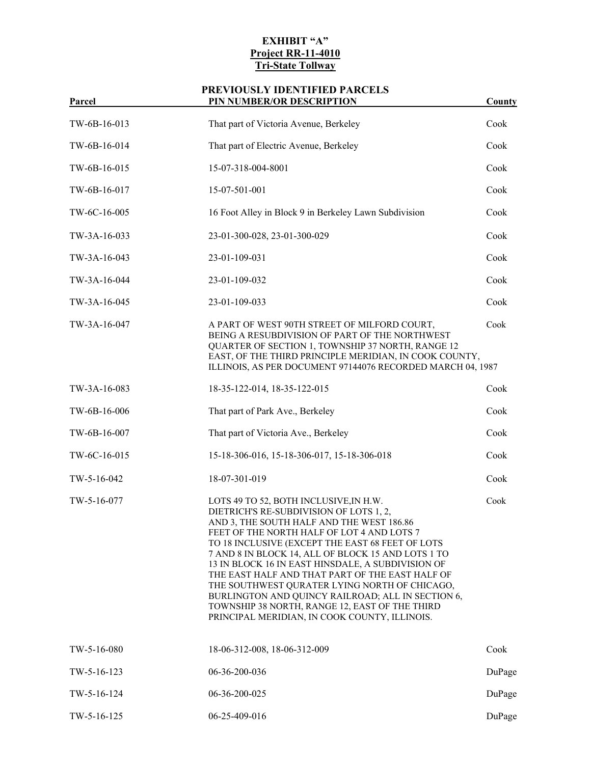**EXHIBIT "A"**
**Project RR-11-4010**
**Tri-State Tollway**

**PREVIOUSLY IDENTIFIED PARCELS**

| Parcel | PIN NUMBER/OR DESCRIPTION | County |
|---|---|---|
| TW-6B-16-013 | That part of Victoria Avenue, Berkeley | Cook |
| TW-6B-16-014 | That part of Electric Avenue, Berkeley | Cook |
| TW-6B-16-015 | 15-07-318-004-8001 | Cook |
| TW-6B-16-017 | 15-07-501-001 | Cook |
| TW-6C-16-005 | 16 Foot Alley in Block 9 in Berkeley Lawn Subdivision | Cook |
| TW-3A-16-033 | 23-01-300-028, 23-01-300-029 | Cook |
| TW-3A-16-043 | 23-01-109-031 | Cook |
| TW-3A-16-044 | 23-01-109-032 | Cook |
| TW-3A-16-045 | 23-01-109-033 | Cook |
| TW-3A-16-047 | A PART OF WEST 90TH STREET OF MILFORD COURT, BEING A RESUBDIVISION OF PART OF THE NORTHWEST QUARTER OF SECTION 1, TOWNSHIP 37 NORTH, RANGE 12 EAST, OF THE THIRD PRINCIPLE MERIDIAN, IN COOK COUNTY, ILLINOIS, AS PER DOCUMENT 97144076 RECORDED MARCH 04, 1987 | Cook |
| TW-3A-16-083 | 18-35-122-014, 18-35-122-015 | Cook |
| TW-6B-16-006 | That part of Park Ave., Berkeley | Cook |
| TW-6B-16-007 | That part of Victoria Ave., Berkeley | Cook |
| TW-6C-16-015 | 15-18-306-016, 15-18-306-017, 15-18-306-018 | Cook |
| TW-5-16-042 | 18-07-301-019 | Cook |
| TW-5-16-077 | LOTS 49 TO 52, BOTH INCLUSIVE,IN H.W. DIETRICH'S RE-SUBDIVISION OF LOTS 1, 2, AND 3, THE SOUTH HALF AND THE WEST 186.86 FEET OF THE NORTH HALF OF LOT 4 AND LOTS 7 TO 18 INCLUSIVE (EXCEPT THE EAST 68 FEET OF LOTS 7 AND 8 IN BLOCK 14, ALL OF BLOCK 15 AND LOTS 1 TO 13 IN BLOCK 16 IN EAST HINSDALE, A SUBDIVISION OF THE EAST HALF AND THAT PART OF THE EAST HALF OF THE SOUTHWEST QURATER LYING NORTH OF CHICAGO, BURLINGTON AND QUINCY RAILROAD; ALL IN SECTION 6, TOWNSHIP 38 NORTH, RANGE 12, EAST OF THE THIRD PRINCIPAL MERIDIAN, IN COOK COUNTY, ILLINOIS. | Cook |
| TW-5-16-080 | 18-06-312-008, 18-06-312-009 | Cook |
| TW-5-16-123 | 06-36-200-036 | DuPage |
| TW-5-16-124 | 06-36-200-025 | DuPage |
| TW-5-16-125 | 06-25-409-016 | DuPage |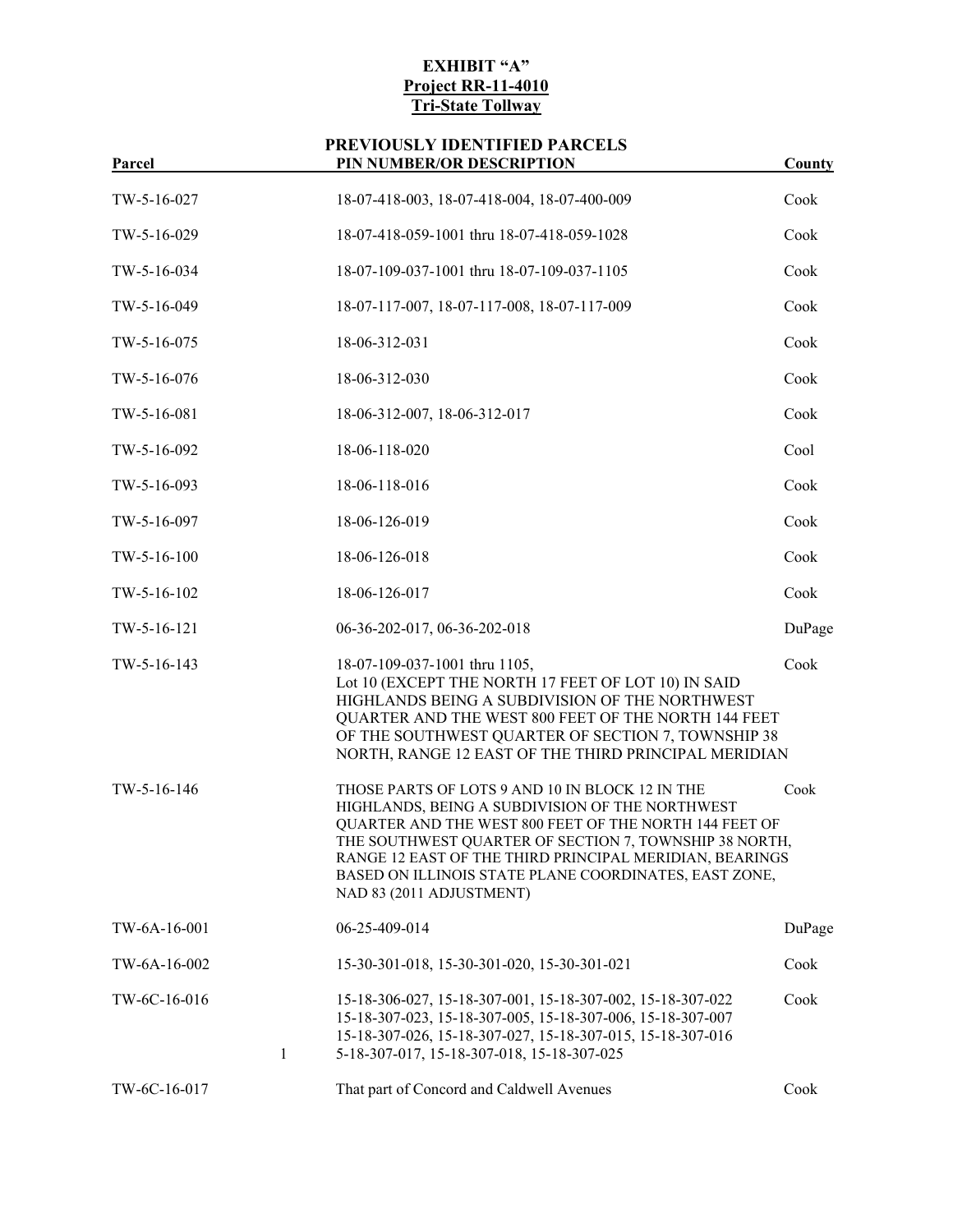**EXHIBIT "A"**
**Project RR-11-4010**
**Tri-State Tollway**

**PREVIOUSLY IDENTIFIED PARCELS**

| Parcel | PIN NUMBER/OR DESCRIPTION | County |
|---|---|---|
| TW-5-16-027 | 18-07-418-003, 18-07-418-004, 18-07-400-009 | Cook |
| TW-5-16-029 | 18-07-418-059-1001 thru 18-07-418-059-1028 | Cook |
| TW-5-16-034 | 18-07-109-037-1001 thru 18-07-109-037-1105 | Cook |
| TW-5-16-049 | 18-07-117-007, 18-07-117-008, 18-07-117-009 | Cook |
| TW-5-16-075 | 18-06-312-031 | Cook |
| TW-5-16-076 | 18-06-312-030 | Cook |
| TW-5-16-081 | 18-06-312-007, 18-06-312-017 | Cook |
| TW-5-16-092 | 18-06-118-020 | Cool |
| TW-5-16-093 | 18-06-118-016 | Cook |
| TW-5-16-097 | 18-06-126-019 | Cook |
| TW-5-16-100 | 18-06-126-018 | Cook |
| TW-5-16-102 | 18-06-126-017 | Cook |
| TW-5-16-121 | 06-36-202-017, 06-36-202-018 | DuPage |
| TW-5-16-143 | 18-07-109-037-1001 thru 1105, Lot 10 (EXCEPT THE NORTH 17 FEET OF LOT 10) IN SAID HIGHLANDS BEING A SUBDIVISION OF THE NORTHWEST QUARTER AND THE WEST 800 FEET OF THE NORTH 144 FEET OF THE SOUTHWEST QUARTER OF SECTION 7, TOWNSHIP 38 NORTH, RANGE 12 EAST OF THE THIRD PRINCIPAL MERIDIAN | Cook |
| TW-5-16-146 | THOSE PARTS OF LOTS 9 AND 10 IN BLOCK 12 IN THE HIGHLANDS, BEING A SUBDIVISION OF THE NORTHWEST QUARTER AND THE WEST 800 FEET OF THE NORTH 144 FEET OF THE SOUTHWEST QUARTER OF SECTION 7, TOWNSHIP 38 NORTH, RANGE 12 EAST OF THE THIRD PRINCIPAL MERIDIAN, BEARINGS BASED ON ILLINOIS STATE PLANE COORDINATES, EAST ZONE, NAD 83 (2011 ADJUSTMENT) | Cook |
| TW-6A-16-001 | 06-25-409-014 | DuPage |
| TW-6A-16-002 | 15-30-301-018, 15-30-301-020, 15-30-301-021 | Cook |
| TW-6C-16-016 | 15-18-306-027, 15-18-307-001, 15-18-307-002, 15-18-307-022 15-18-307-023, 15-18-307-005, 15-18-307-006, 15-18-307-007 15-18-307-026, 15-18-307-027, 15-18-307-015, 15-18-307-016 1 5-18-307-017, 15-18-307-018, 15-18-307-025 | Cook |
| TW-6C-16-017 | That part of Concord and Caldwell Avenues | Cook |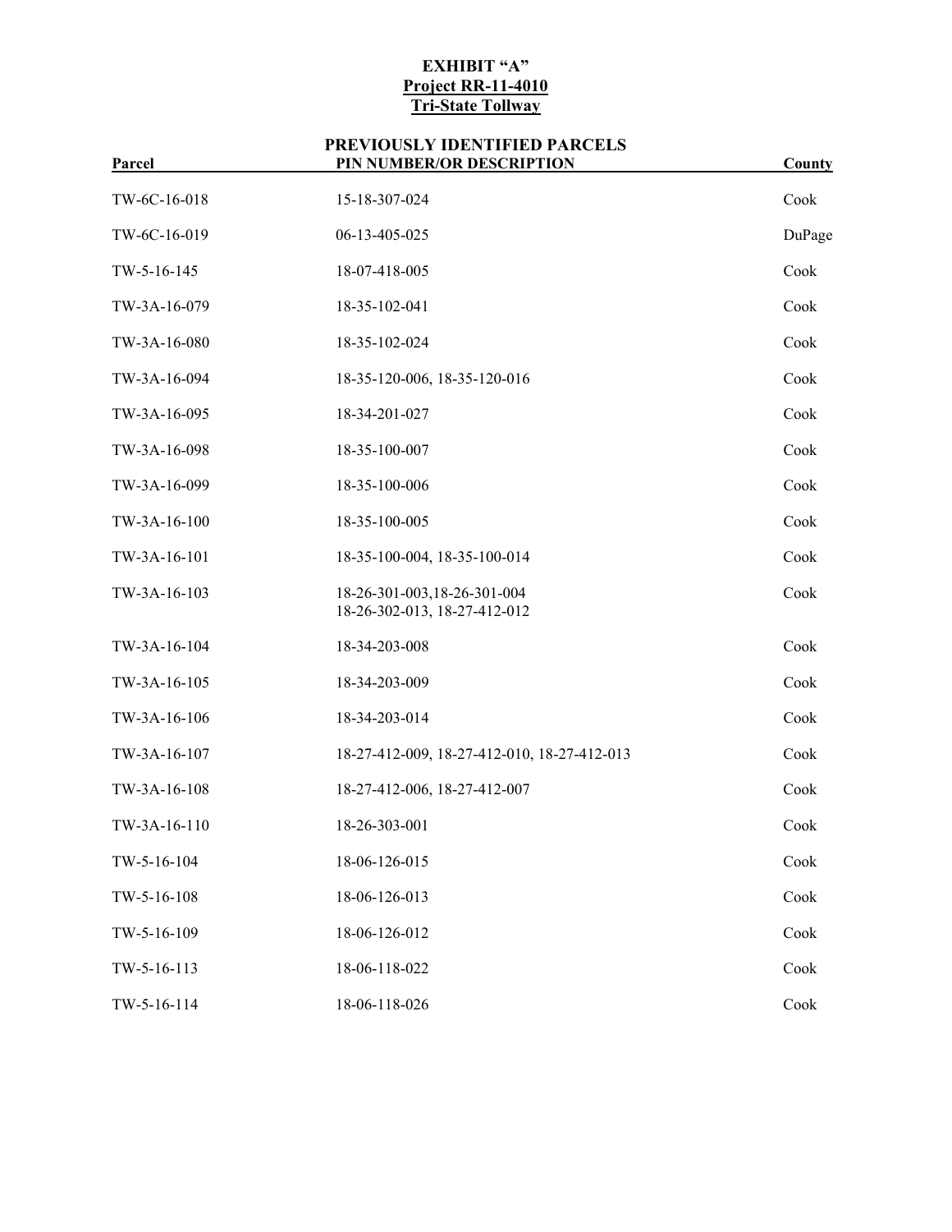**EXHIBIT "A"**
**Project RR-11-4010**
**Tri-State Tollway**

**PREVIOUSLY IDENTIFIED PARCELS**

| Parcel | PIN NUMBER/OR DESCRIPTION | County |
|---|---|---|
| TW-6C-16-018 | 15-18-307-024 | Cook |
| TW-6C-16-019 | 06-13-405-025 | DuPage |
| TW-5-16-145 | 18-07-418-005 | Cook |
| TW-3A-16-079 | 18-35-102-041 | Cook |
| TW-3A-16-080 | 18-35-102-024 | Cook |
| TW-3A-16-094 | 18-35-120-006, 18-35-120-016 | Cook |
| TW-3A-16-095 | 18-34-201-027 | Cook |
| TW-3A-16-098 | 18-35-100-007 | Cook |
| TW-3A-16-099 | 18-35-100-006 | Cook |
| TW-3A-16-100 | 18-35-100-005 | Cook |
| TW-3A-16-101 | 18-35-100-004, 18-35-100-014 | Cook |
| TW-3A-16-103 | 18-26-301-003,18-26-301-004 18-26-302-013, 18-27-412-012 | Cook |
| TW-3A-16-104 | 18-34-203-008 | Cook |
| TW-3A-16-105 | 18-34-203-009 | Cook |
| TW-3A-16-106 | 18-34-203-014 | Cook |
| TW-3A-16-107 | 18-27-412-009, 18-27-412-010, 18-27-412-013 | Cook |
| TW-3A-16-108 | 18-27-412-006, 18-27-412-007 | Cook |
| TW-3A-16-110 | 18-26-303-001 | Cook |
| TW-5-16-104 | 18-06-126-015 | Cook |
| TW-5-16-108 | 18-06-126-013 | Cook |
| TW-5-16-109 | 18-06-126-012 | Cook |
| TW-5-16-113 | 18-06-118-022 | Cook |
| TW-5-16-114 | 18-06-118-026 | Cook |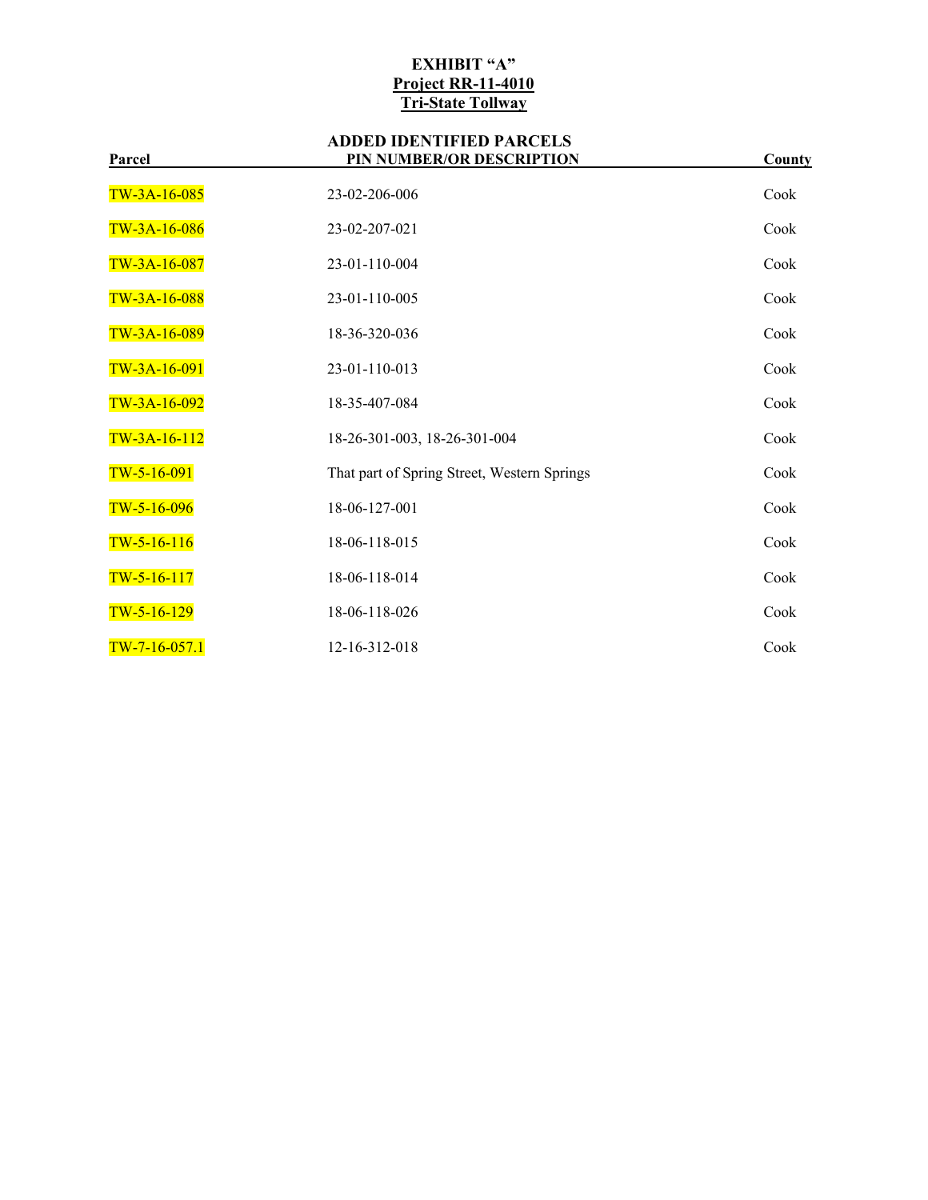# EXHIBIT "A"

## Project RR-11-4010

## Tri-State Tollway

### ADDED IDENTIFIED PARCELS

| Parcel | PIN NUMBER/OR DESCRIPTION | County |
|---|---|---|
| TW-3A-16-085 | 23-02-206-006 | Cook |
| TW-3A-16-086 | 23-02-207-021 | Cook |
| TW-3A-16-087 | 23-01-110-004 | Cook |
| TW-3A-16-088 | 23-01-110-005 | Cook |
| TW-3A-16-089 | 18-36-320-036 | Cook |
| TW-3A-16-091 | 23-01-110-013 | Cook |
| TW-3A-16-092 | 18-35-407-084 | Cook |
| TW-3A-16-112 | 18-26-301-003, 18-26-301-004 | Cook |
| TW-5-16-091 | That part of Spring Street, Western Springs | Cook |
| TW-5-16-096 | 18-06-127-001 | Cook |
| TW-5-16-116 | 18-06-118-015 | Cook |
| TW-5-16-117 | 18-06-118-014 | Cook |
| TW-5-16-129 | 18-06-118-026 | Cook |
| TW-7-16-057.1 | 12-16-312-018 | Cook |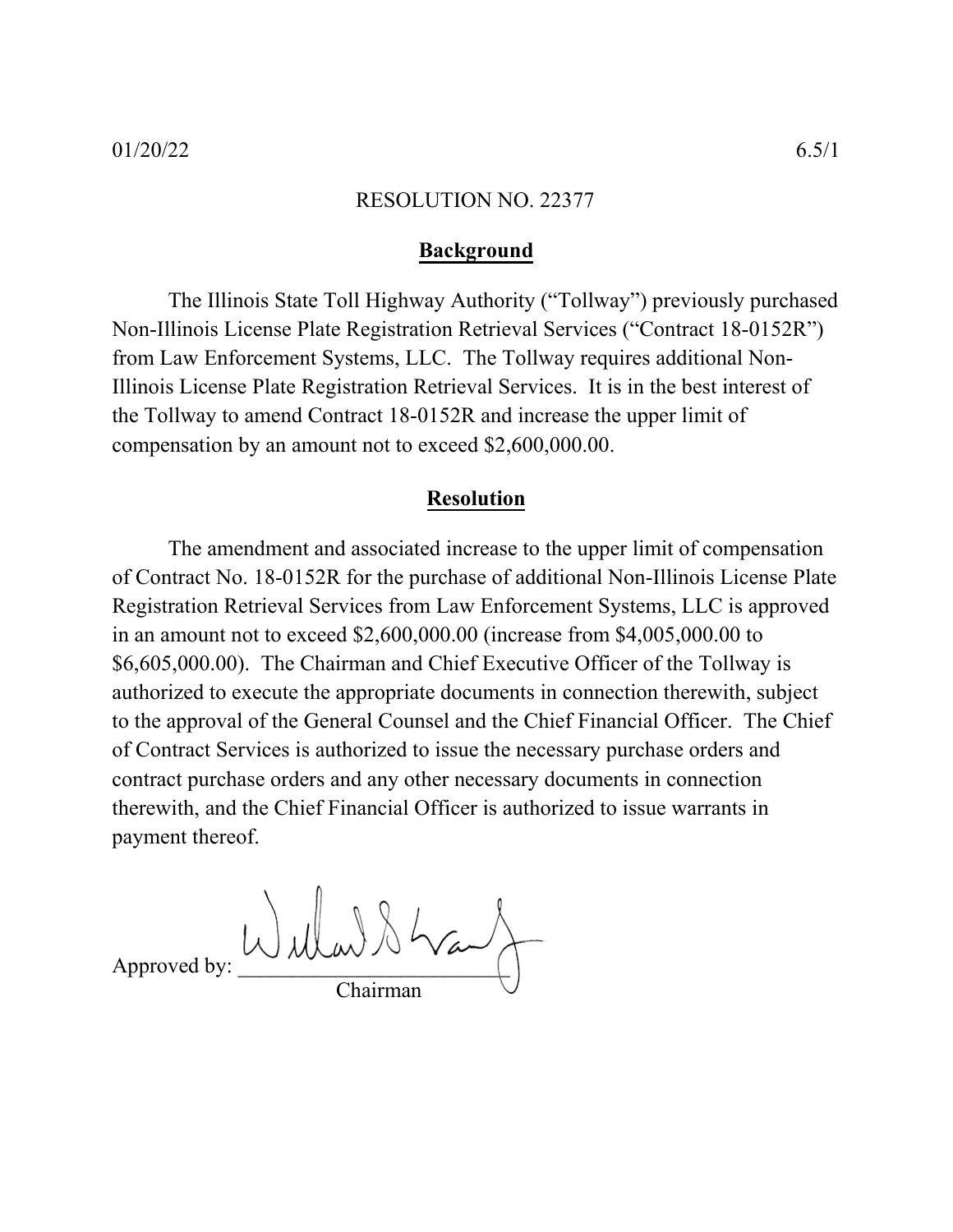01/20/22 6.5/1

RESOLUTION NO. 22377

## Background

The Illinois State Toll Highway Authority ("Tollway") previously purchased Non-Illinois License Plate Registration Retrieval Services ("Contract 18-0152R") from Law Enforcement Systems, LLC. The Tollway requires additional Non-Illinois License Plate Registration Retrieval Services. It is in the best interest of the Tollway to amend Contract 18-0152R and increase the upper limit of compensation by an amount not to exceed $2,600,000.00.

## Resolution

The amendment and associated increase to the upper limit of compensation of Contract No. 18-0152R for the purchase of additional Non-Illinois License Plate Registration Retrieval Services from Law Enforcement Systems, LLC is approved in an amount not to exceed $2,600,000.00 (increase from $4,005,000.00 to $6,605,000.00). The Chairman and Chief Executive Officer of the Tollway is authorized to execute the appropriate documents in connection therewith, subject to the approval of the General Counsel and the Chief Financial Officer. The Chief of Contract Services is authorized to issue the necessary purchase orders and contract purchase orders and any other necessary documents in connection therewith, and the Chief Financial Officer is authorized to issue warrants in payment thereof.

Approved by: ______________________
Chairman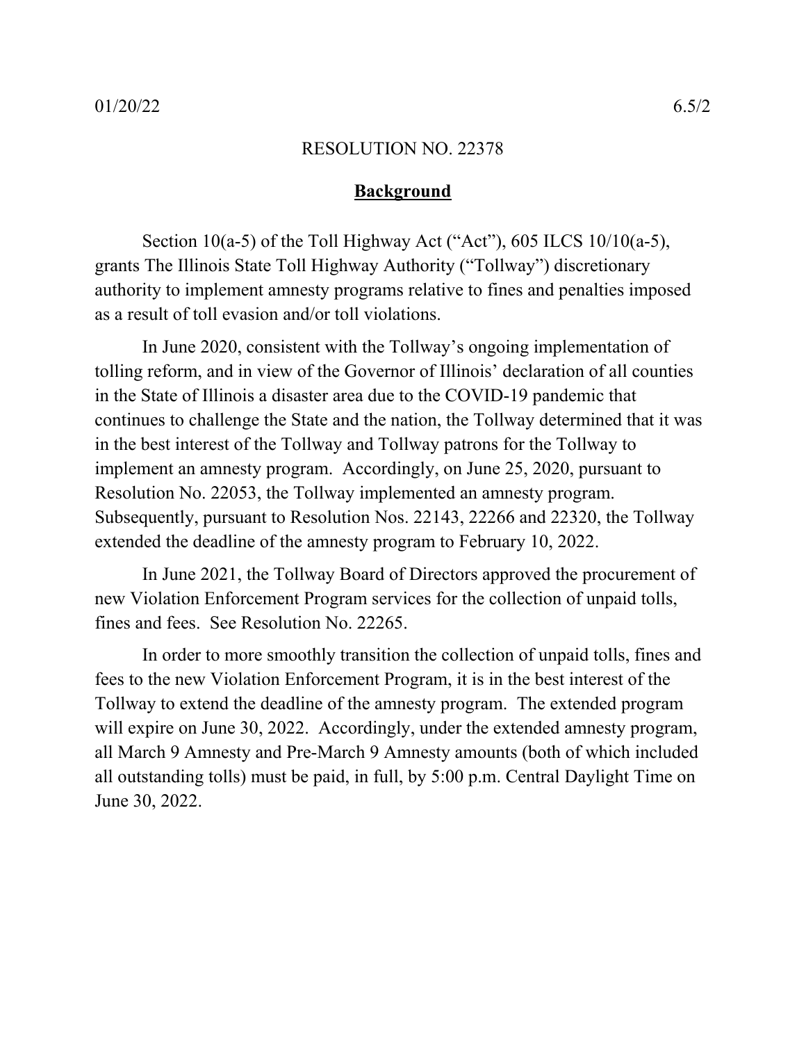01/20/22 6.5/2

RESOLUTION NO. 22378

**Background**

Section 10(a-5) of the Toll Highway Act ("Act"), 605 ILCS 10/10(a-5), grants The Illinois State Toll Highway Authority ("Tollway") discretionary authority to implement amnesty programs relative to fines and penalties imposed as a result of toll evasion and/or toll violations.

In June 2020, consistent with the Tollway's ongoing implementation of tolling reform, and in view of the Governor of Illinois' declaration of all counties in the State of Illinois a disaster area due to the COVID-19 pandemic that continues to challenge the State and the nation, the Tollway determined that it was in the best interest of the Tollway and Tollway patrons for the Tollway to implement an amnesty program. Accordingly, on June 25, 2020, pursuant to Resolution No. 22053, the Tollway implemented an amnesty program. Subsequently, pursuant to Resolution Nos. 22143, 22266 and 22320, the Tollway extended the deadline of the amnesty program to February 10, 2022.

In June 2021, the Tollway Board of Directors approved the procurement of new Violation Enforcement Program services for the collection of unpaid tolls, fines and fees. See Resolution No. 22265.

In order to more smoothly transition the collection of unpaid tolls, fines and fees to the new Violation Enforcement Program, it is in the best interest of the Tollway to extend the deadline of the amnesty program. The extended program will expire on June 30, 2022. Accordingly, under the extended amnesty program, all March 9 Amnesty and Pre-March 9 Amnesty amounts (both of which included all outstanding tolls) must be paid, in full, by 5:00 p.m. Central Daylight Time on June 30, 2022.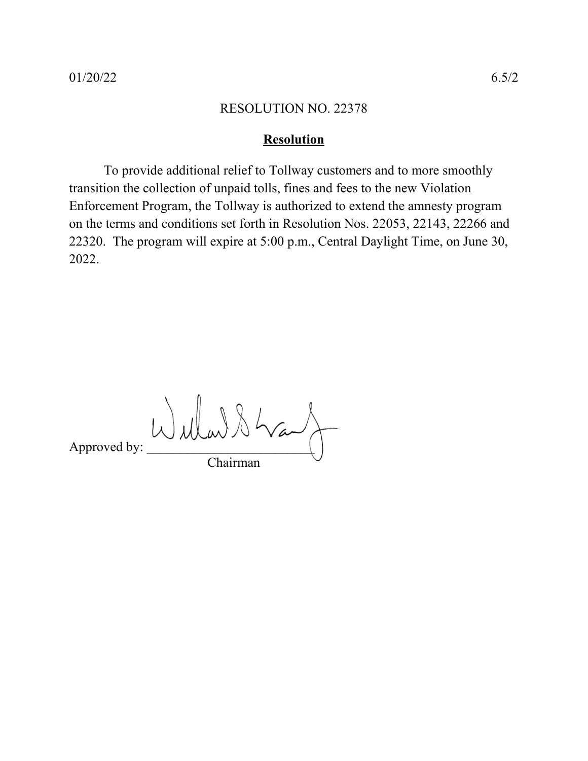01/20/22 6.5/2

RESOLUTION NO. 22378

## **Resolution**

To provide additional relief to Tollway customers and to more smoothly transition the collection of unpaid tolls, fines and fees to the new Violation Enforcement Program, the Tollway is authorized to extend the amnesty program on the terms and conditions set forth in Resolution Nos. 22053, 22143, 22266 and 22320. The program will expire at 5:00 p.m., Central Daylight Time, on June 30, 2022.

Approved by: ___________________________
Chairman